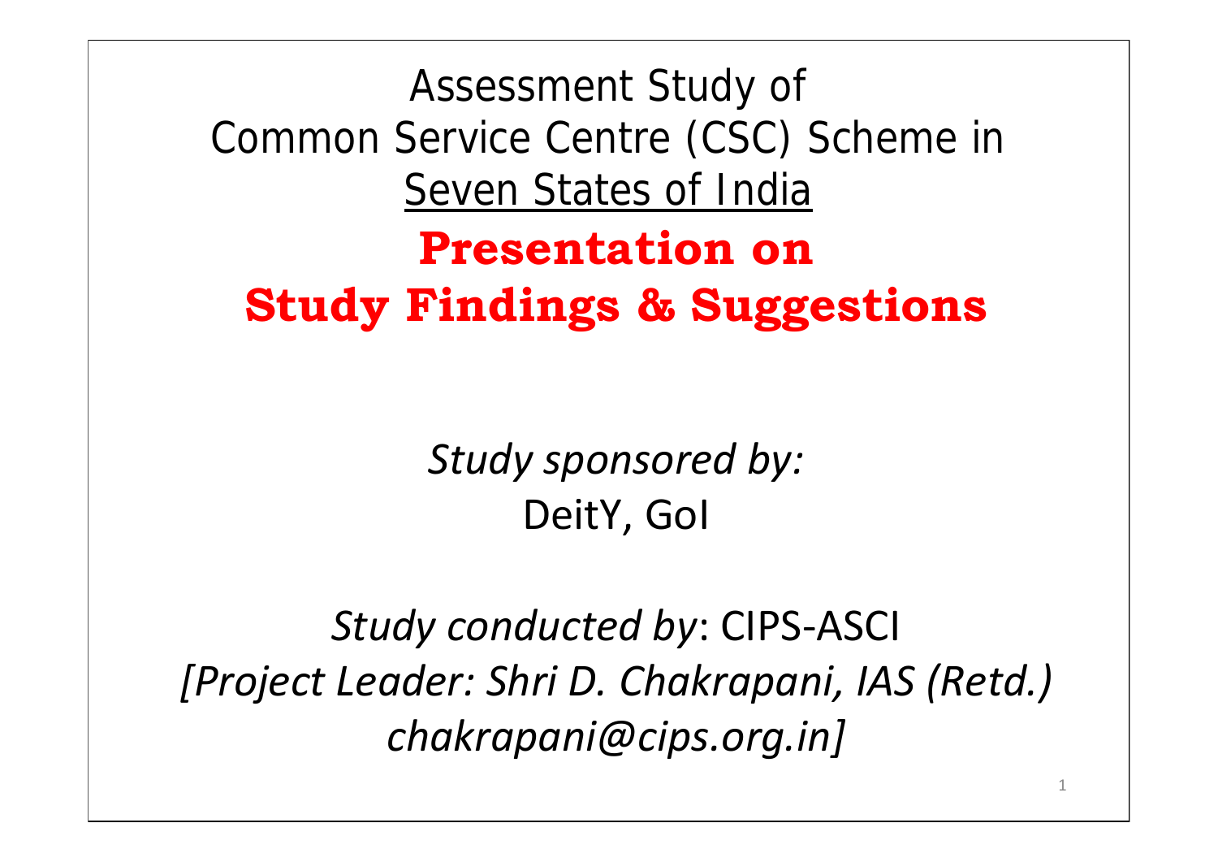# Assessment Study of Common Service Centre (CSC) Scheme in Seven States of India

## **Presentation on Study Findings & Suggestions**

*Study sponsored by:*
DeitY, GoI

*Study conducted by*: CIPS-ASCI
*[Project Leader: Shri D. Chakrapani, IAS (Retd.) chakrapani@cips.org.in]*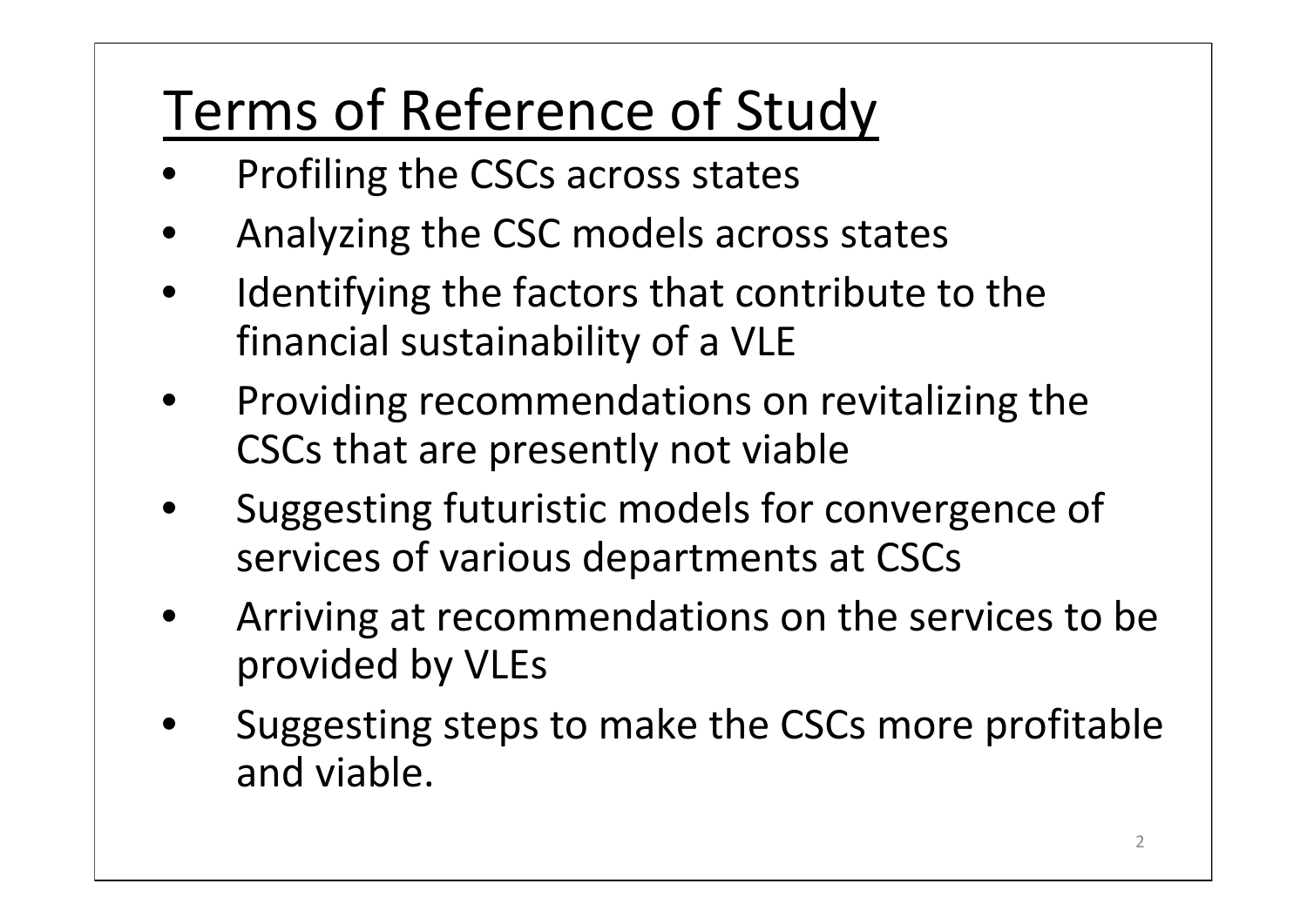# Terms of Reference of Study

- Profiling the CSCs across states
- Analyzing the CSC models across states
- Identifying the factors that contribute to the financial sustainability of a VLE
- Providing recommendations on revitalizing the CSCs that are presently not viable
- Suggesting futuristic models for convergence of services of various departments at CSCs
- Arriving at recommendations on the services to be provided by VLEs
- Suggesting steps to make the CSCs more profitable and viable.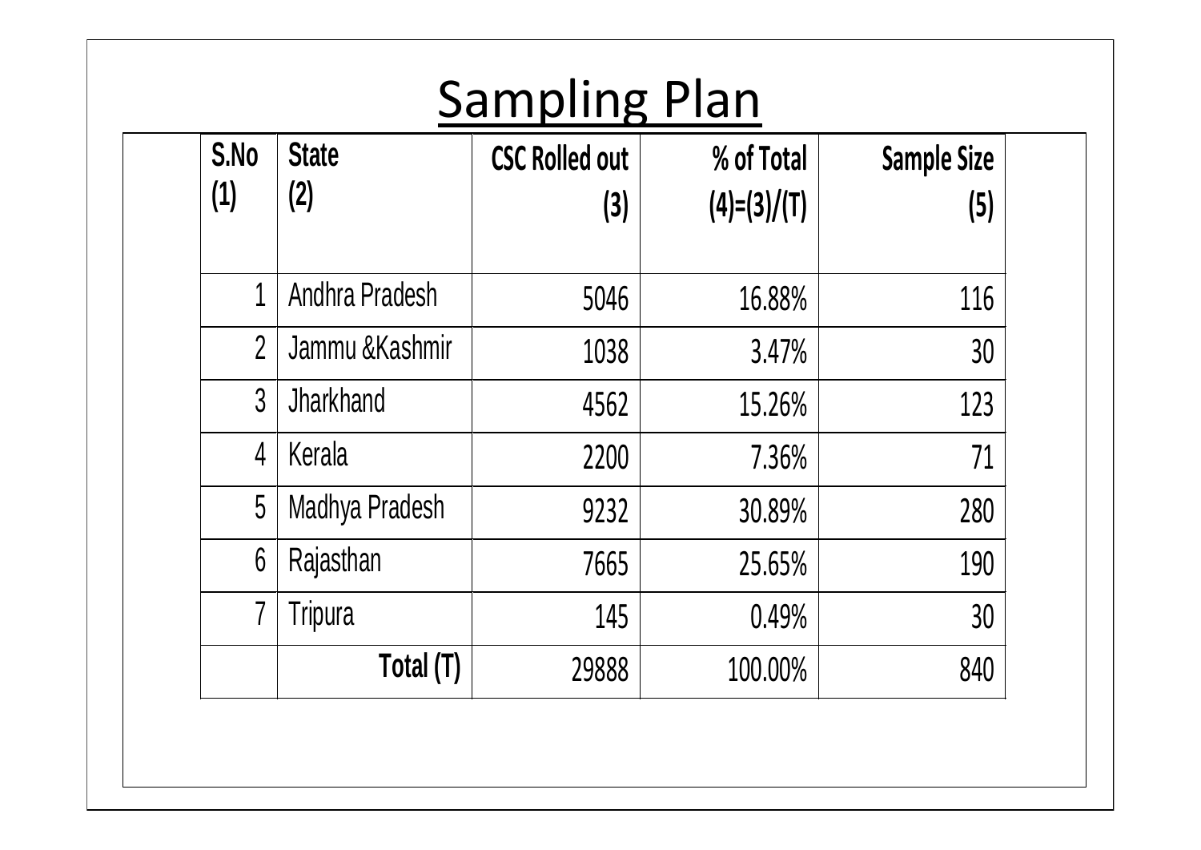# Sampling Plan

| S.No (1) | State (2) | CSC Rolled out (3) | % of Total (4)=(3)/(T) | Sample Size (5) |
|---|---|---|---|---|
| 1 | Andhra Pradesh | 5046 | 16.88% | 116 |
| 2 | Jammu &Kashmir | 1038 | 3.47% | 30 |
| 3 | Jharkhand | 4562 | 15.26% | 123 |
| 4 | Kerala | 2200 | 7.36% | 71 |
| 5 | Madhya Pradesh | 9232 | 30.89% | 280 |
| 6 | Rajasthan | 7665 | 25.65% | 190 |
| 7 | Tripura | 145 | 0.49% | 30 |
| | **Total (T)** | 29888 | 100.00% | 840 |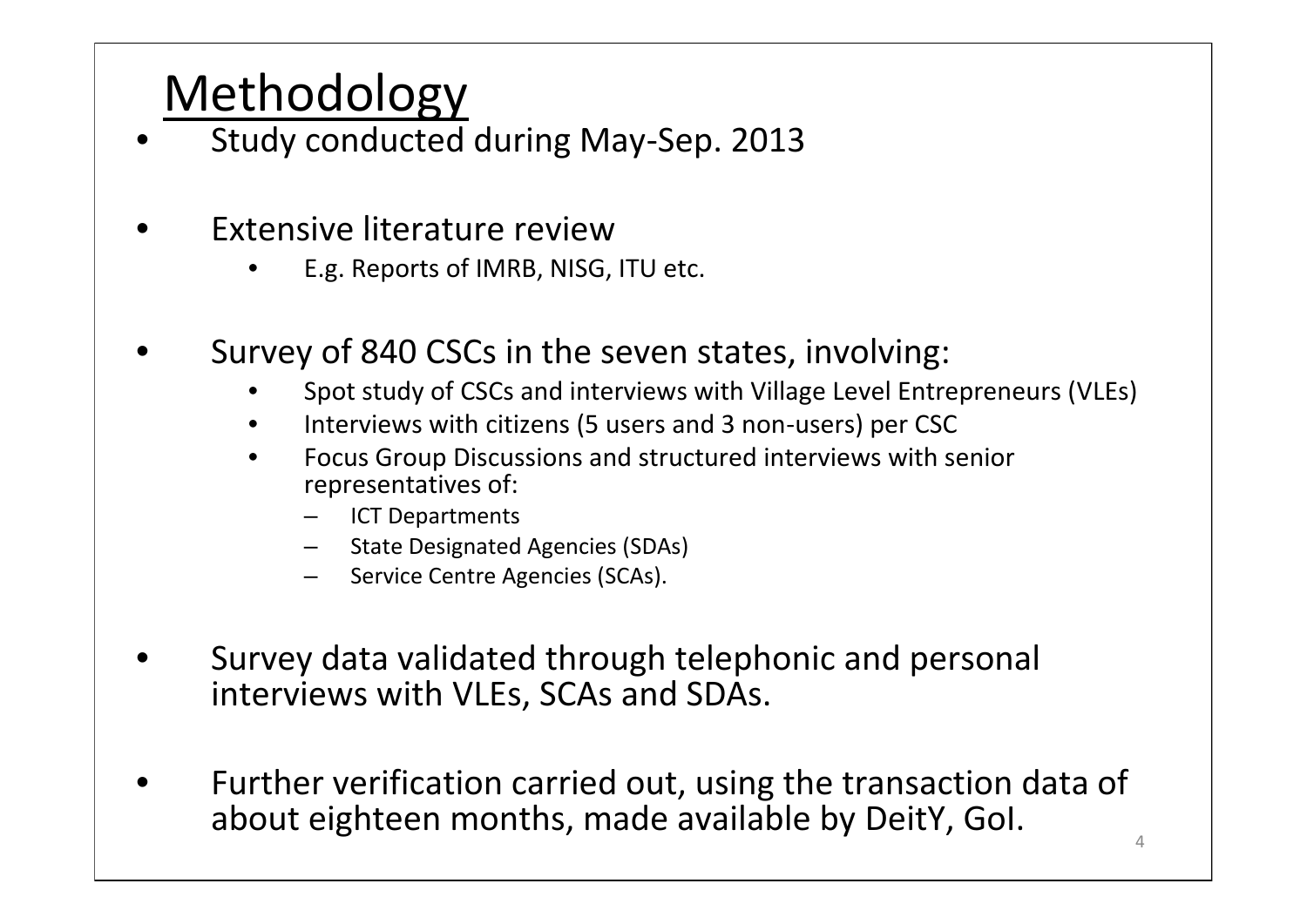# Methodology

- Study conducted during May-Sep. 2013
- Extensive literature review
  - E.g. Reports of IMRB, NISG, ITU etc.
- Survey of 840 CSCs in the seven states, involving:
  - Spot study of CSCs and interviews with Village Level Entrepreneurs (VLEs)
  - Interviews with citizens (5 users and 3 non-users) per CSC
  - Focus Group Discussions and structured interviews with senior representatives of:
    - ICT Departments
    - State Designated Agencies (SDAs)
    - Service Centre Agencies (SCAs).
- Survey data validated through telephonic and personal interviews with VLEs, SCAs and SDAs.
- Further verification carried out, using the transaction data of about eighteen months, made available by DeitY, GoI.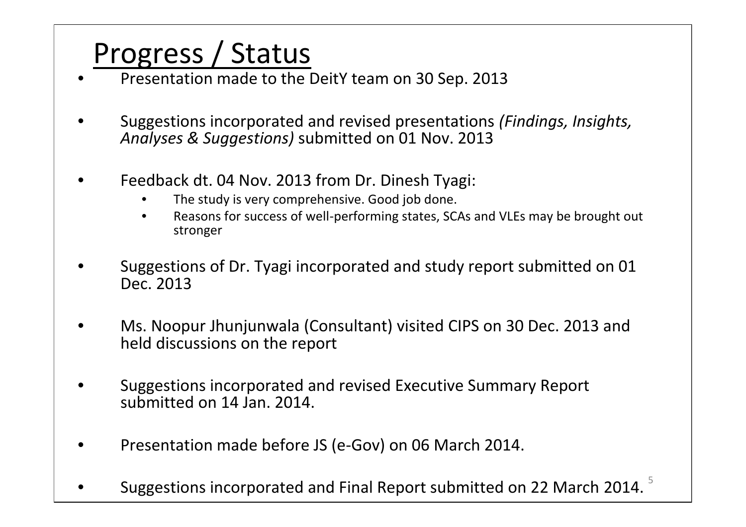# Progress / Status

- Presentation made to the DeitY team on 30 Sep. 2013
- Suggestions incorporated and revised presentations *(Findings, Insights, Analyses & Suggestions)* submitted on 01 Nov. 2013
- Feedback dt. 04 Nov. 2013 from Dr. Dinesh Tyagi:
  - The study is very comprehensive. Good job done.
  - Reasons for success of well-performing states, SCAs and VLEs may be brought out stronger
- Suggestions of Dr. Tyagi incorporated and study report submitted on 01 Dec. 2013
- Ms. Noopur Jhunjunwala (Consultant) visited CIPS on 30 Dec. 2013 and held discussions on the report
- Suggestions incorporated and revised Executive Summary Report submitted on 14 Jan. 2014.
- Presentation made before JS (e-Gov) on 06 March 2014.
- Suggestions incorporated and Final Report submitted on 22 March 2014.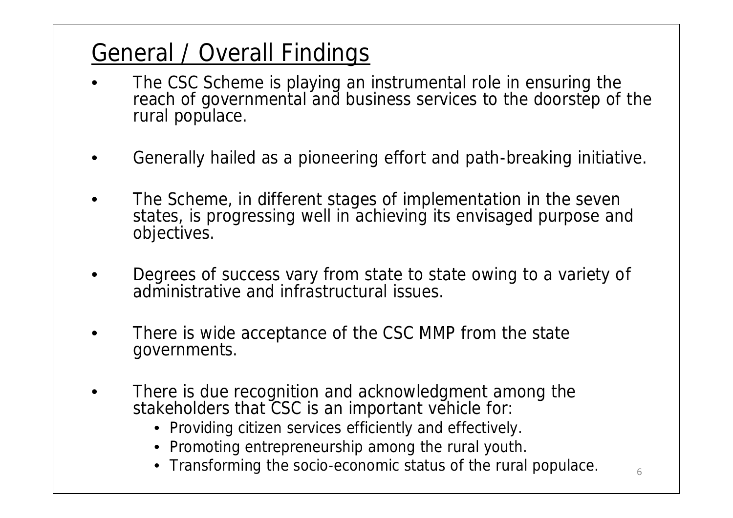## General / Overall Findings

- The CSC Scheme is playing an instrumental role in ensuring the reach of governmental and business services to the doorstep of the rural populace.
- Generally hailed as a pioneering effort and path-breaking initiative.
- The Scheme, in different stages of implementation in the seven states, is progressing well in achieving its envisaged purpose and objectives.
- Degrees of success vary from state to state owing to a variety of administrative and infrastructural issues.
- There is wide acceptance of the CSC MMP from the state governments.
- There is due recognition and acknowledgment among the stakeholders that CSC is an important vehicle for:
  - Providing citizen services efficiently and effectively.
  - Promoting entrepreneurship among the rural youth.
  - Transforming the socio-economic status of the rural populace.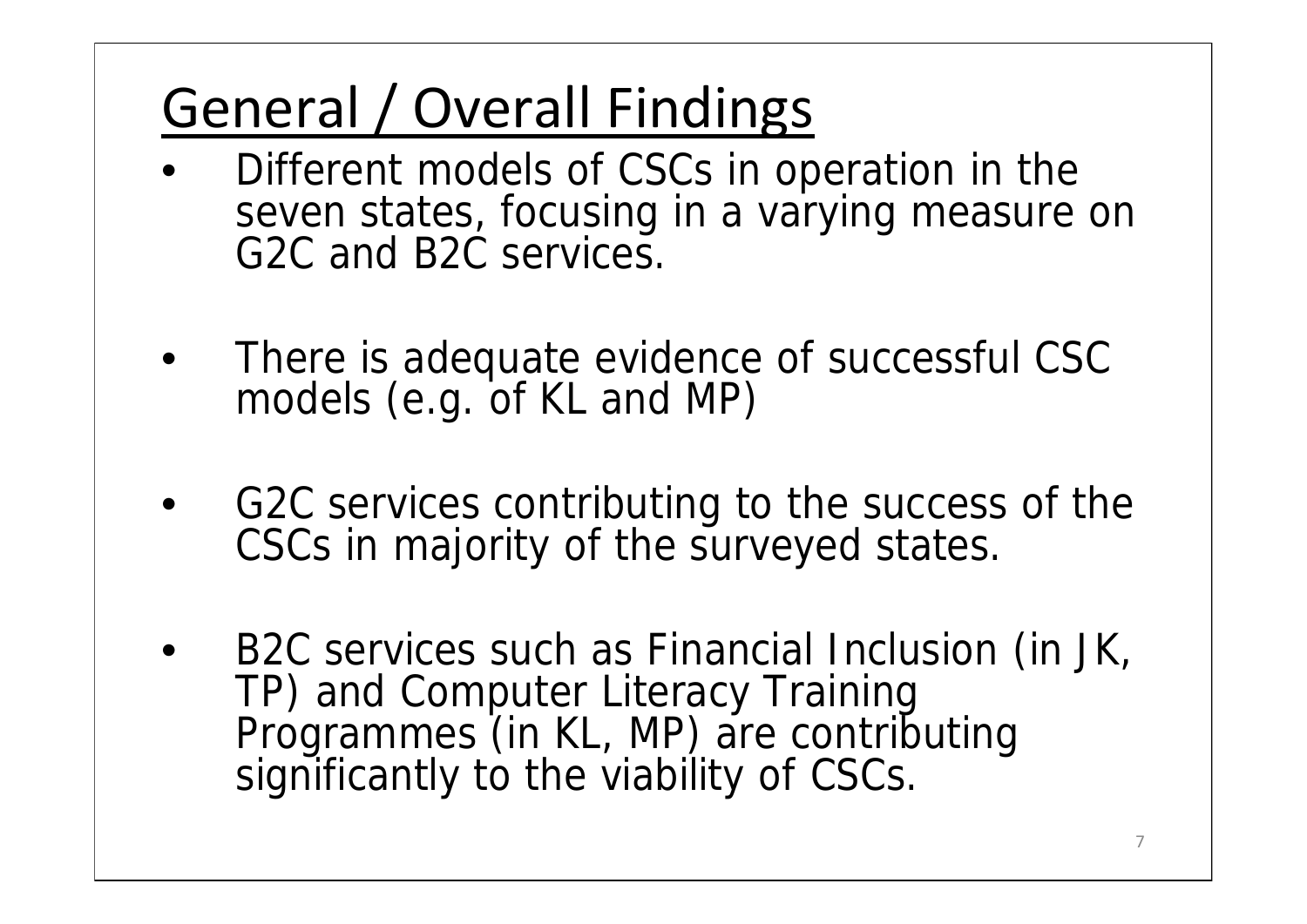# General / Overall Findings

- Different models of CSCs in operation in the seven states, focusing in a varying measure on G2C and B2C services.
- There is adequate evidence of successful CSC models (e.g. of KL and MP)
- G2C services contributing to the success of the CSCs in majority of the surveyed states.
- B2C services such as Financial Inclusion (in JK, TP) and Computer Literacy Training Programmes (in KL, MP) are contributing significantly to the viability of CSCs.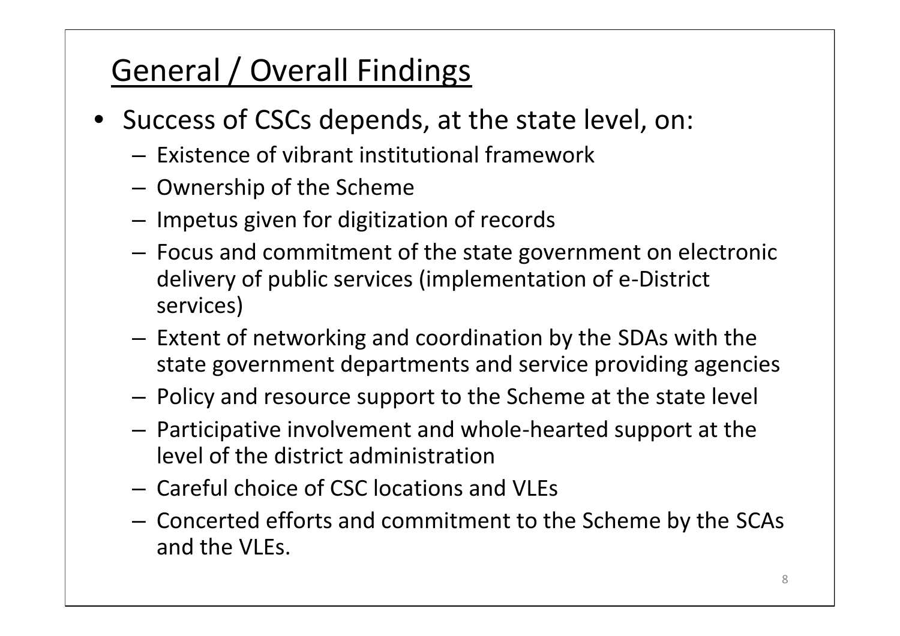## General / Overall Findings

- Success of CSCs depends, at the state level, on:
  - Existence of vibrant institutional framework
  - Ownership of the Scheme
  - Impetus given for digitization of records
  - Focus and commitment of the state government on electronic delivery of public services (implementation of e-District services)
  - Extent of networking and coordination by the SDAs with the state government departments and service providing agencies
  - Policy and resource support to the Scheme at the state level
  - Participative involvement and whole-hearted support at the level of the district administration
  - Careful choice of CSC locations and VLEs
  - Concerted efforts and commitment to the Scheme by the SCAs and the VLEs.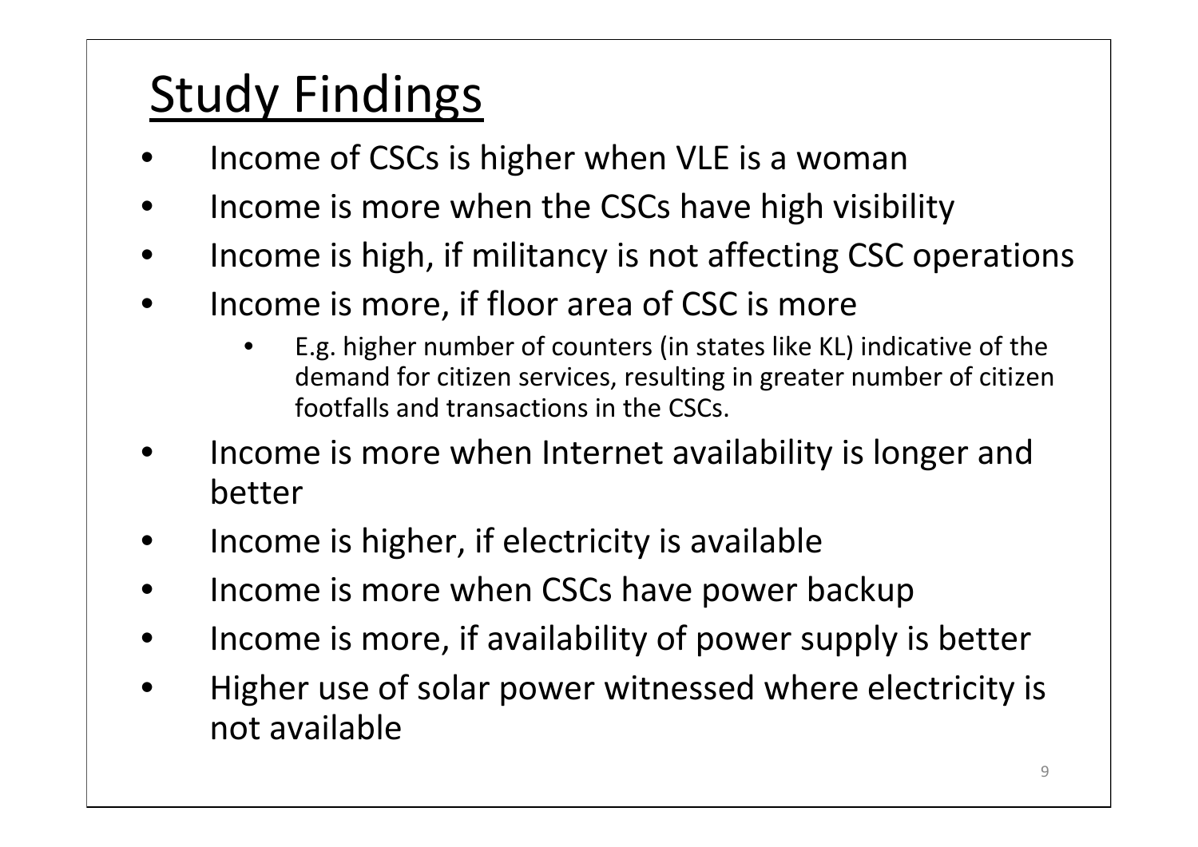# Study Findings

- Income of CSCs is higher when VLE is a woman
- Income is more when the CSCs have high visibility
- Income is high, if militancy is not affecting CSC operations
- Income is more, if floor area of CSC is more
    - E.g. higher number of counters (in states like KL) indicative of the demand for citizen services, resulting in greater number of citizen footfalls and transactions in the CSCs.
- Income is more when Internet availability is longer and better
- Income is higher, if electricity is available
- Income is more when CSCs have power backup
- Income is more, if availability of power supply is better
- Higher use of solar power witnessed where electricity is not available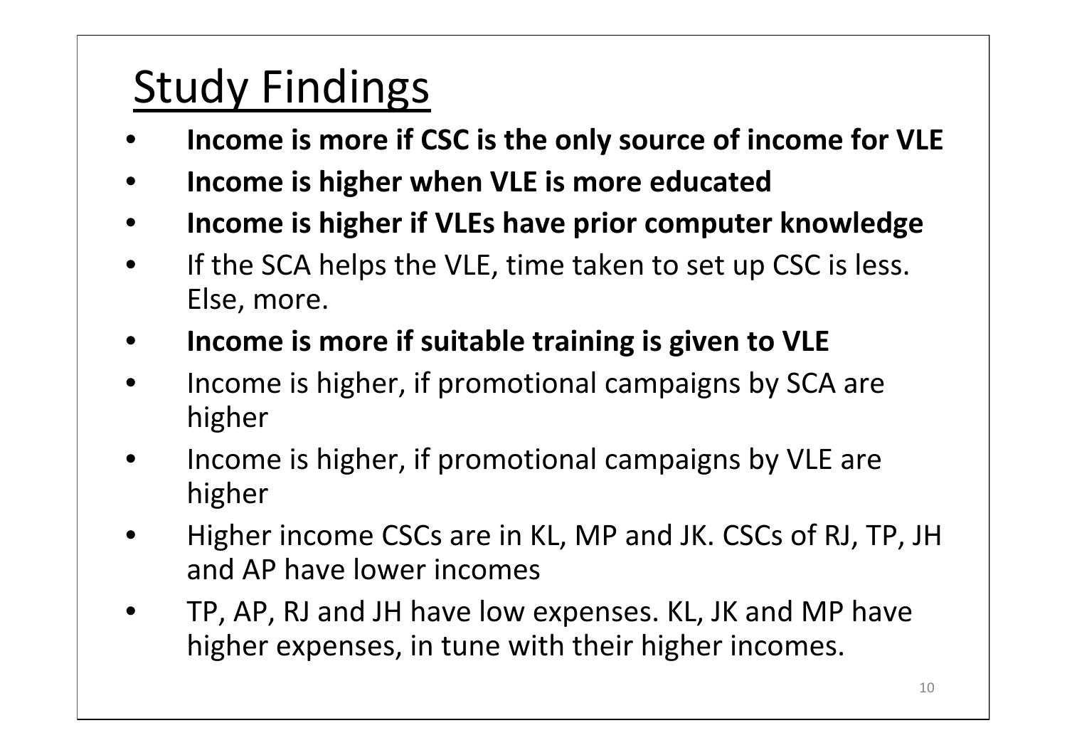# Study Findings

- **Income is more if CSC is the only source of income for VLE**
- **Income is higher when VLE is more educated**
- **Income is higher if VLEs have prior computer knowledge**
- If the SCA helps the VLE, time taken to set up CSC is less. Else, more.
- **Income is more if suitable training is given to VLE**
- Income is higher, if promotional campaigns by SCA are higher
- Income is higher, if promotional campaigns by VLE are higher
- Higher income CSCs are in KL, MP and JK. CSCs of RJ, TP, JH and AP have lower incomes
- TP, AP, RJ and JH have low expenses. KL, JK and MP have higher expenses, in tune with their higher incomes.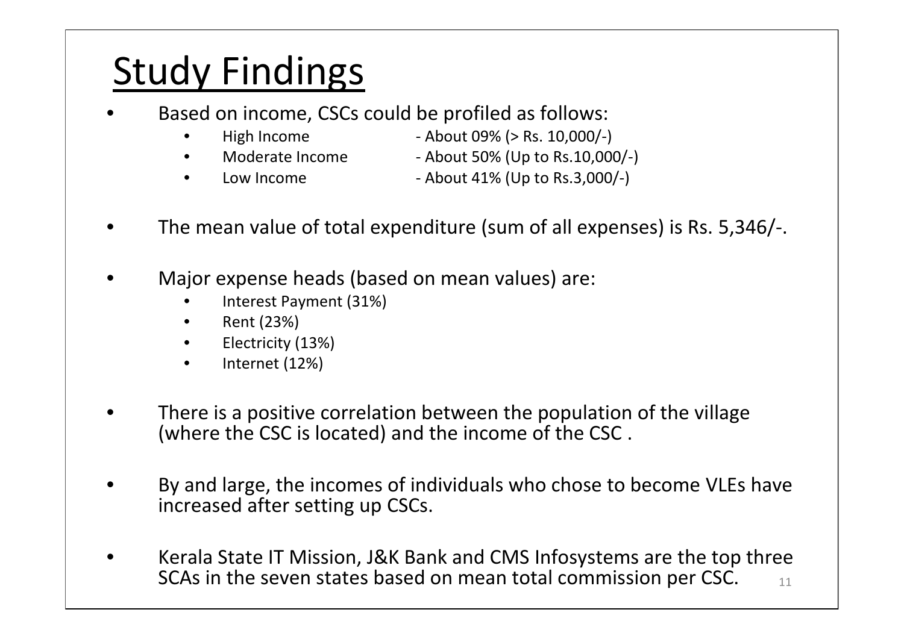# Study Findings

- Based on income, CSCs could be profiled as follows:
  - High Income - About 09% (> Rs. 10,000/-)
  - Moderate Income - About 50% (Up to Rs.10,000/-)
  - Low Income - About 41% (Up to Rs.3,000/-)
- The mean value of total expenditure (sum of all expenses) is Rs. 5,346/-.
- Major expense heads (based on mean values) are:
  - Interest Payment (31%)
  - Rent (23%)
  - Electricity (13%)
  - Internet (12%)
- There is a positive correlation between the population of the village (where the CSC is located) and the income of the CSC .
- By and large, the incomes of individuals who chose to become VLEs have increased after setting up CSCs.
- Kerala State IT Mission, J&K Bank and CMS Infosystems are the top three SCAs in the seven states based on mean total commission per CSC.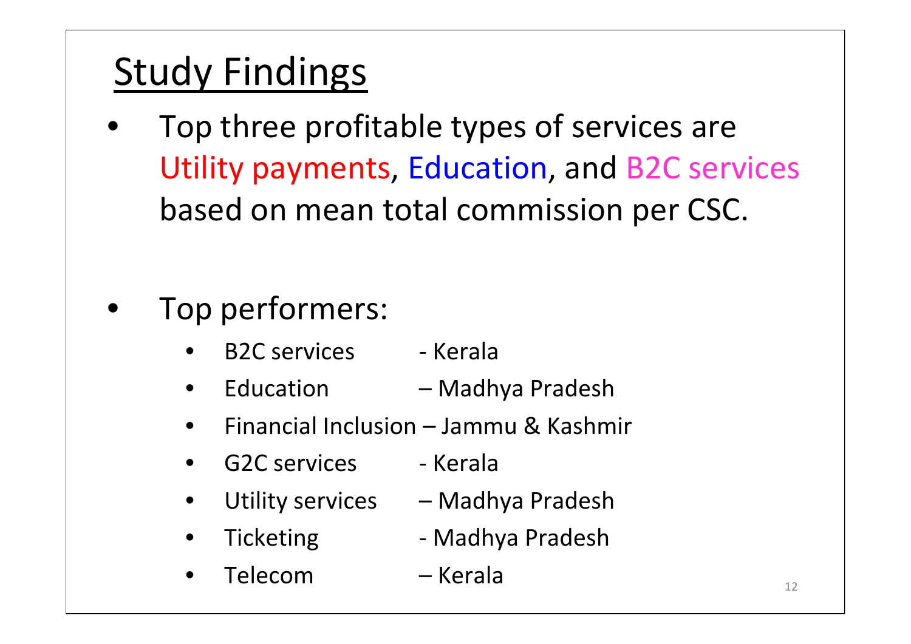# Study Findings

- Top three profitable types of services are Utility payments, Education, and B2C services based on mean total commission per CSC.

- Top performers:
  - B2C services - Kerala
  - Education – Madhya Pradesh
  - Financial Inclusion – Jammu & Kashmir
  - G2C services - Kerala
  - Utility services – Madhya Pradesh
  - Ticketing - Madhya Pradesh
  - Telecom – Kerala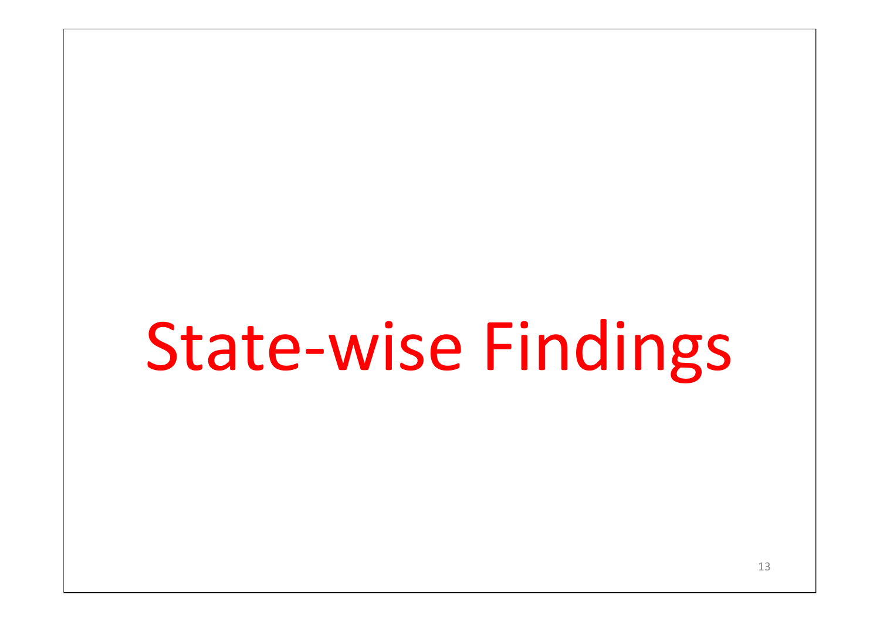# State-wise Findings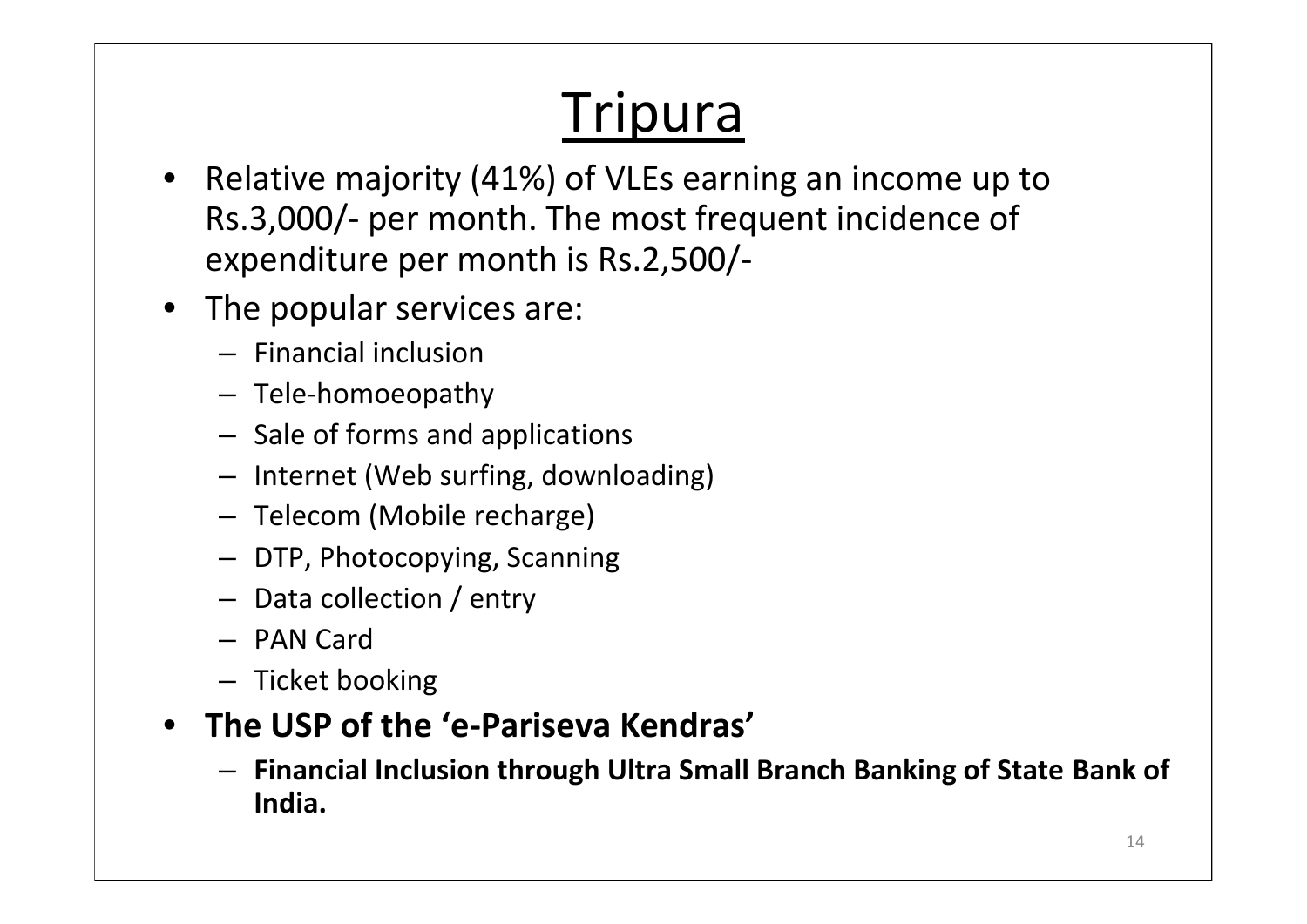# Tripura

- Relative majority (41%) of VLEs earning an income up to Rs.3,000/- per month. The most frequent incidence of expenditure per month is Rs.2,500/-
- The popular services are:
  - Financial inclusion
  - Tele-homoeopathy
  - Sale of forms and applications
  - Internet (Web surfing, downloading)
  - Telecom (Mobile recharge)
  - DTP, Photocopying, Scanning
  - Data collection / entry
  - PAN Card
  - Ticket booking
- **The USP of the 'e-Pariseva Kendras'**
  - **Financial Inclusion through Ultra Small Branch Banking of State Bank of India.**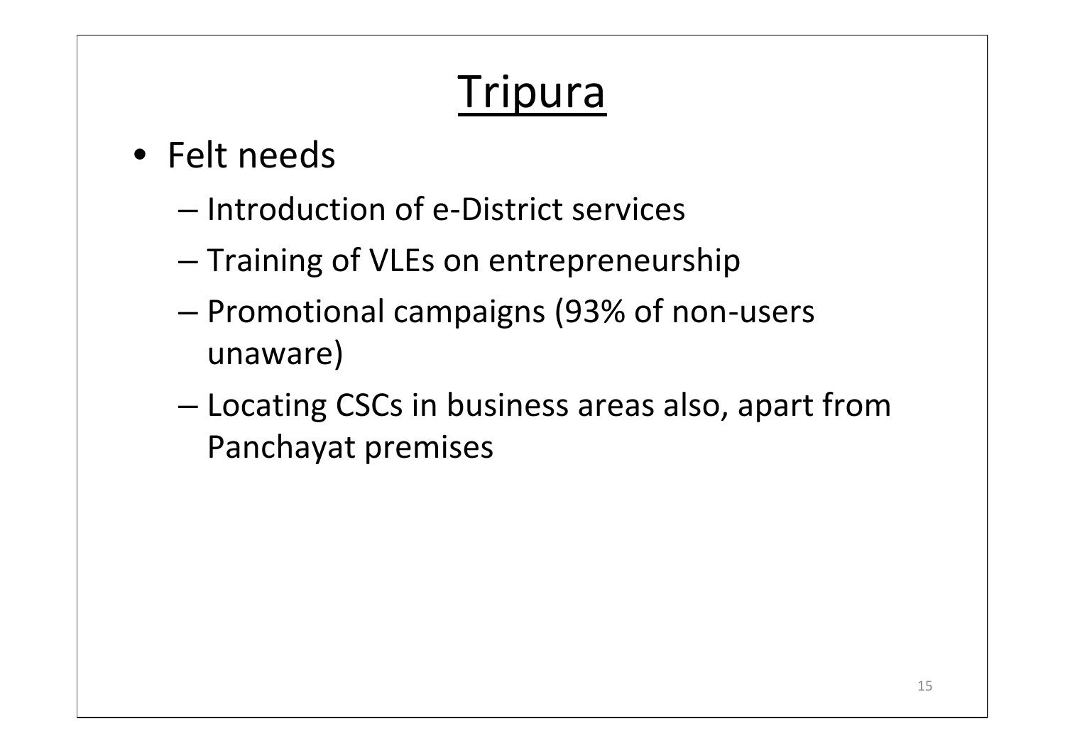# Tripura

- Felt needs
  - Introduction of e-District services
  - Training of VLEs on entrepreneurship
  - Promotional campaigns (93% of non-users unaware)
  - Locating CSCs in business areas also, apart from Panchayat premises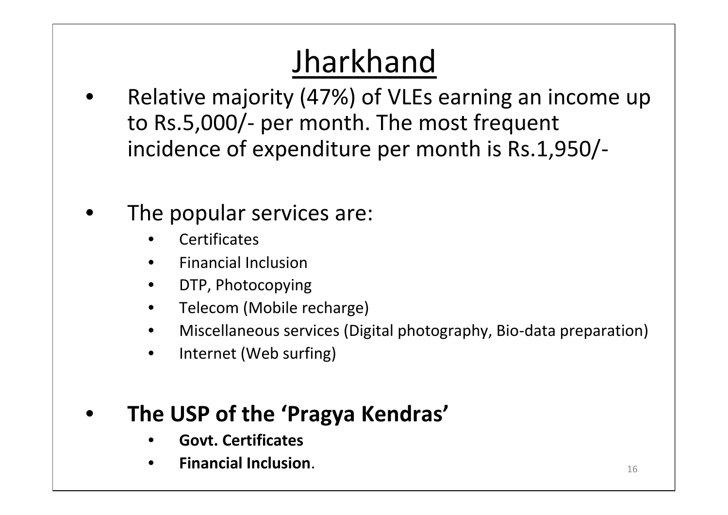# Jharkhand

- Relative majority (47%) of VLEs earning an income up to Rs.5,000/- per month. The most frequent incidence of expenditure per month is Rs.1,950/-

- The popular services are:
  - Certificates
  - Financial Inclusion
  - DTP, Photocopying
  - Telecom (Mobile recharge)
  - Miscellaneous services (Digital photography, Bio-data preparation)
  - Internet (Web surfing)

- **The USP of the 'Pragya Kendras'**
  - **Govt. Certificates**
  - **Financial Inclusion**.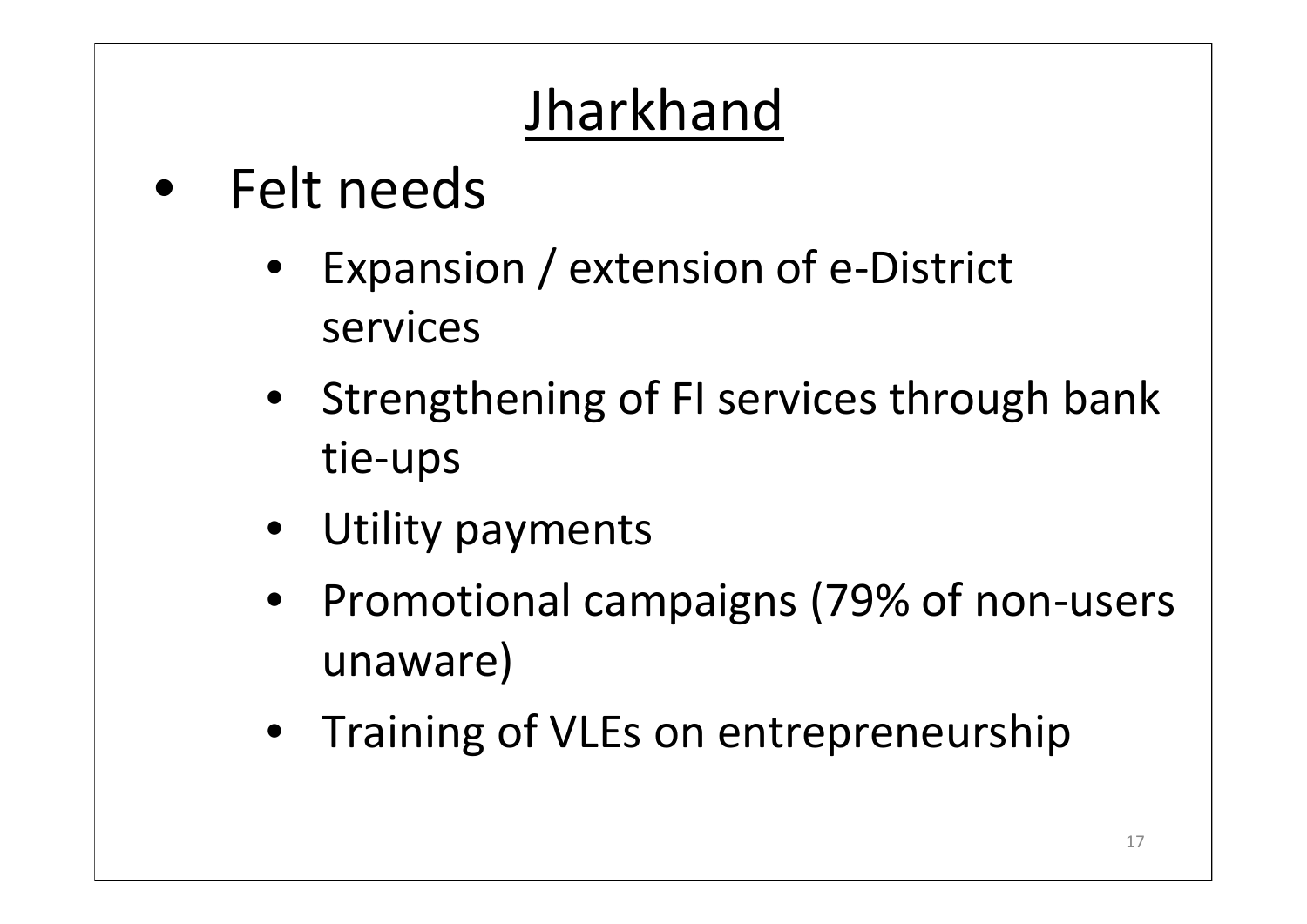# Jharkhand

- Felt needs
  - Expansion / extension of e-District services
  - Strengthening of FI services through bank tie-ups
  - Utility payments
  - Promotional campaigns (79% of non-users unaware)
  - Training of VLEs on entrepreneurship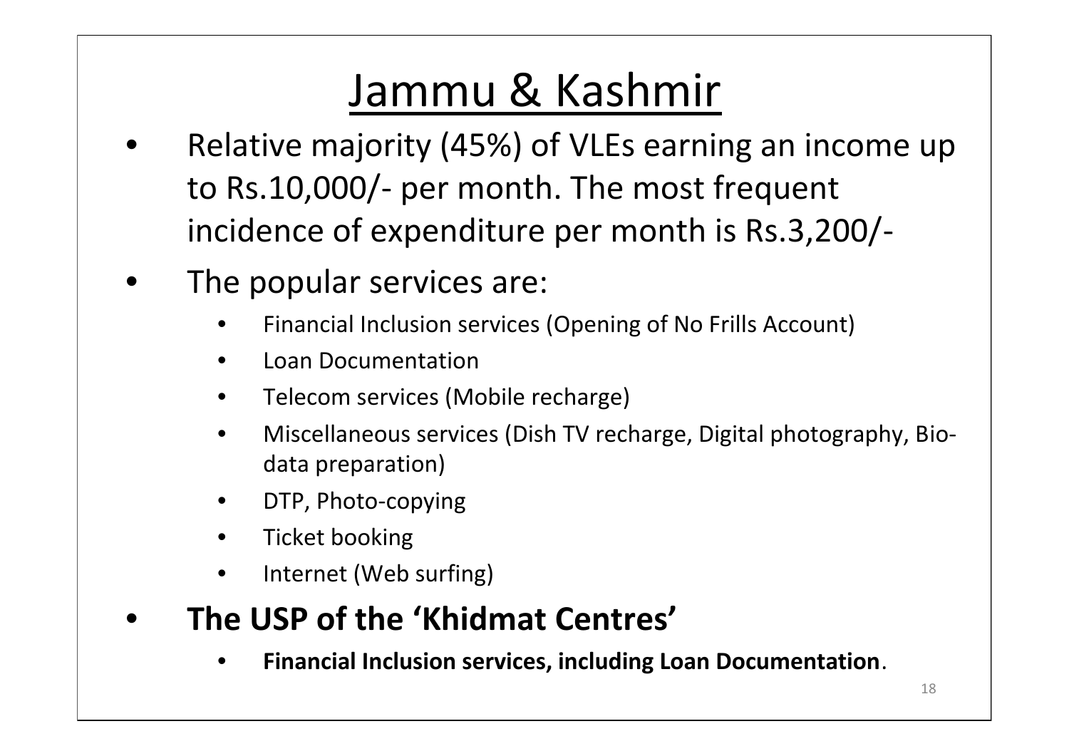# Jammu & Kashmir

- Relative majority (45%) of VLEs earning an income up to Rs.10,000/- per month. The most frequent incidence of expenditure per month is Rs.3,200/-
- The popular services are:
  - Financial Inclusion services (Opening of No Frills Account)
  - Loan Documentation
  - Telecom services (Mobile recharge)
  - Miscellaneous services (Dish TV recharge, Digital photography, Bio-data preparation)
  - DTP, Photo-copying
  - Ticket booking
  - Internet (Web surfing)
- **The USP of the 'Khidmat Centres'**
  - **Financial Inclusion services, including Loan Documentation**.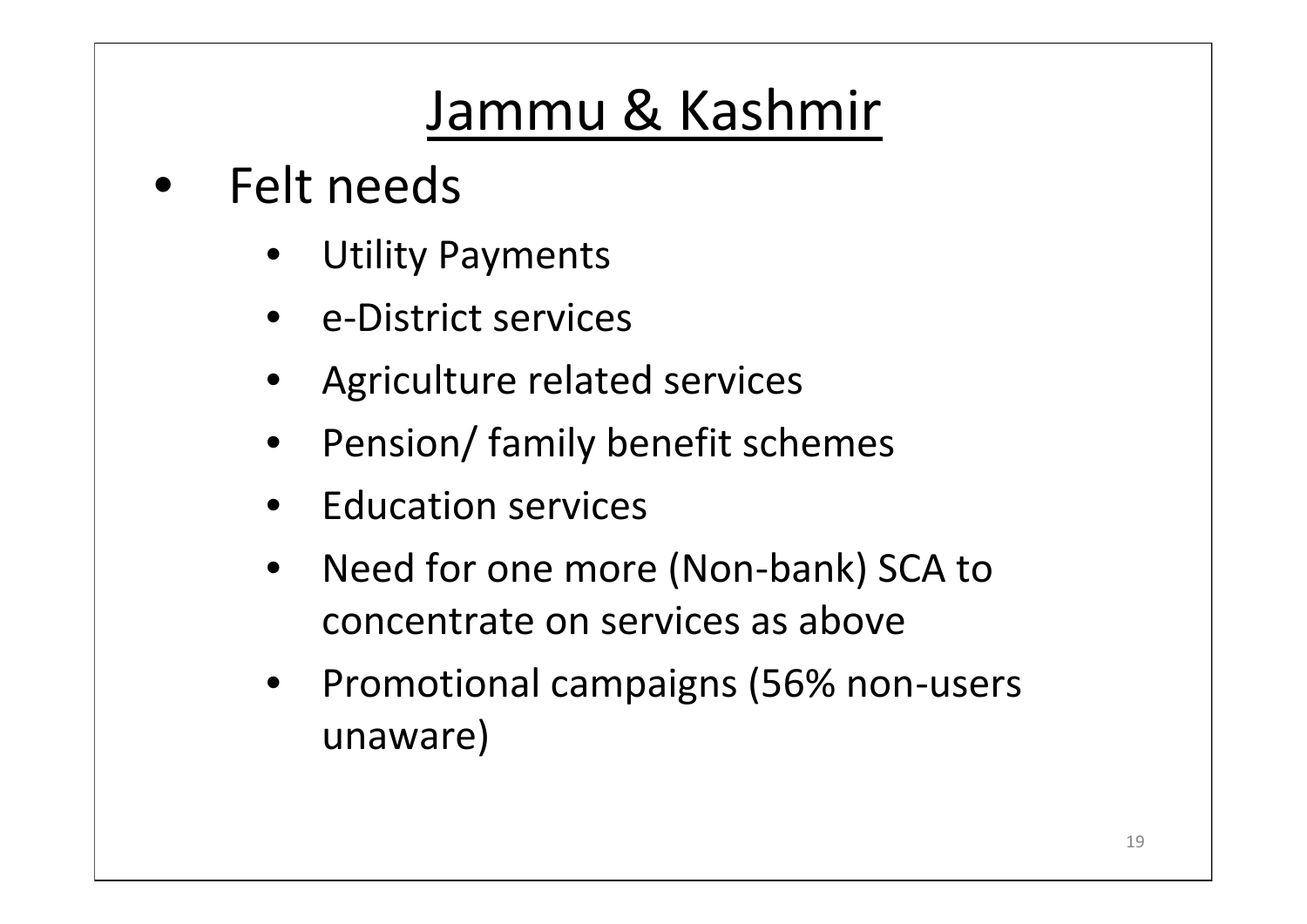# Jammu & Kashmir

- Felt needs
  - Utility Payments
  - e-District services
  - Agriculture related services
  - Pension/ family benefit schemes
  - Education services
  - Need for one more (Non-bank) SCA to concentrate on services as above
  - Promotional campaigns (56% non-users unaware)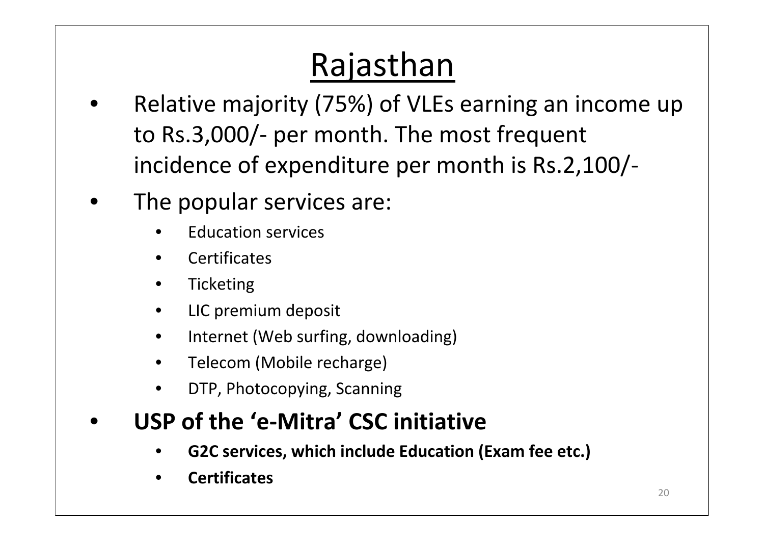# Rajasthan

- Relative majority (75%) of VLEs earning an income up to Rs.3,000/- per month. The most frequent incidence of expenditure per month is Rs.2,100/-
- The popular services are:
  - Education services
  - Certificates
  - Ticketing
  - LIC premium deposit
  - Internet (Web surfing, downloading)
  - Telecom (Mobile recharge)
  - DTP, Photocopying, Scanning
- **USP of the 'e-Mitra' CSC initiative**
  - **G2C services, which include Education (Exam fee etc.)**
  - **Certificates**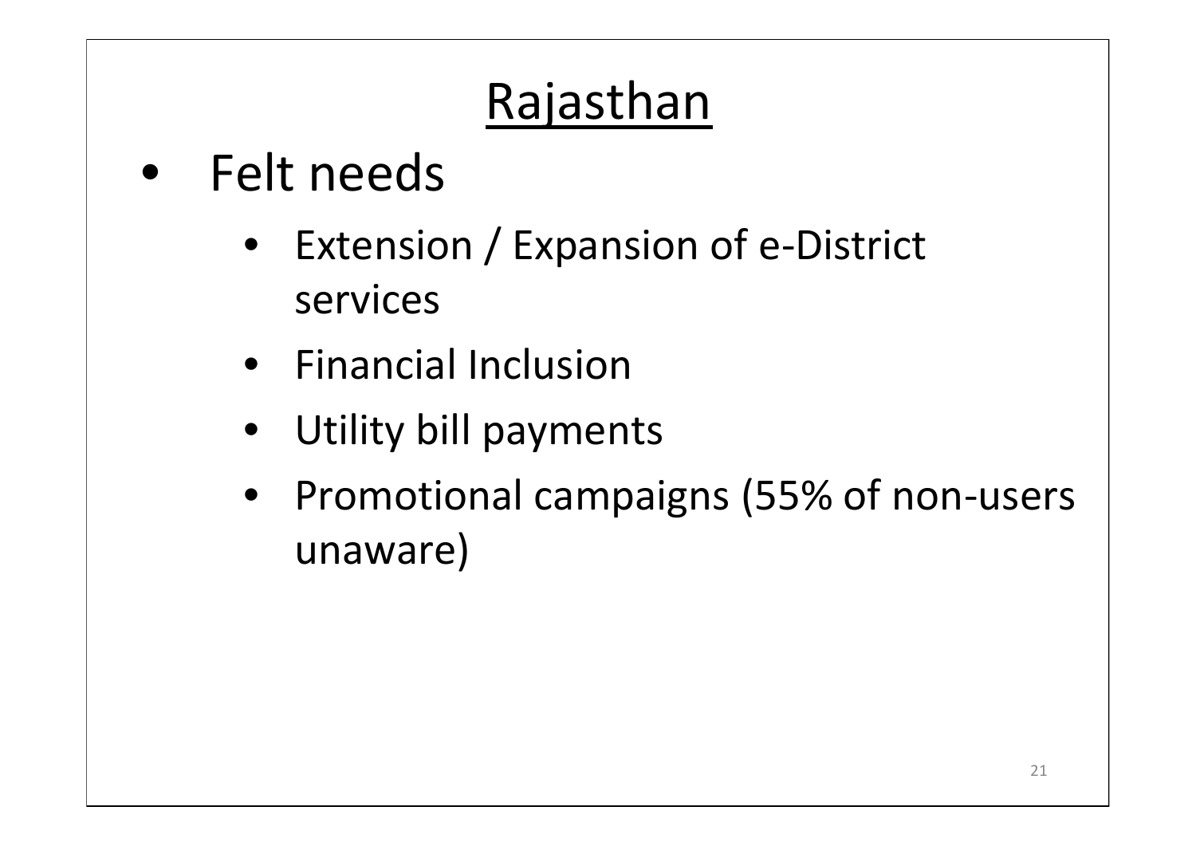# Rajasthan

- Felt needs
  - Extension / Expansion of e-District services
  - Financial Inclusion
  - Utility bill payments
  - Promotional campaigns (55% of non-users unaware)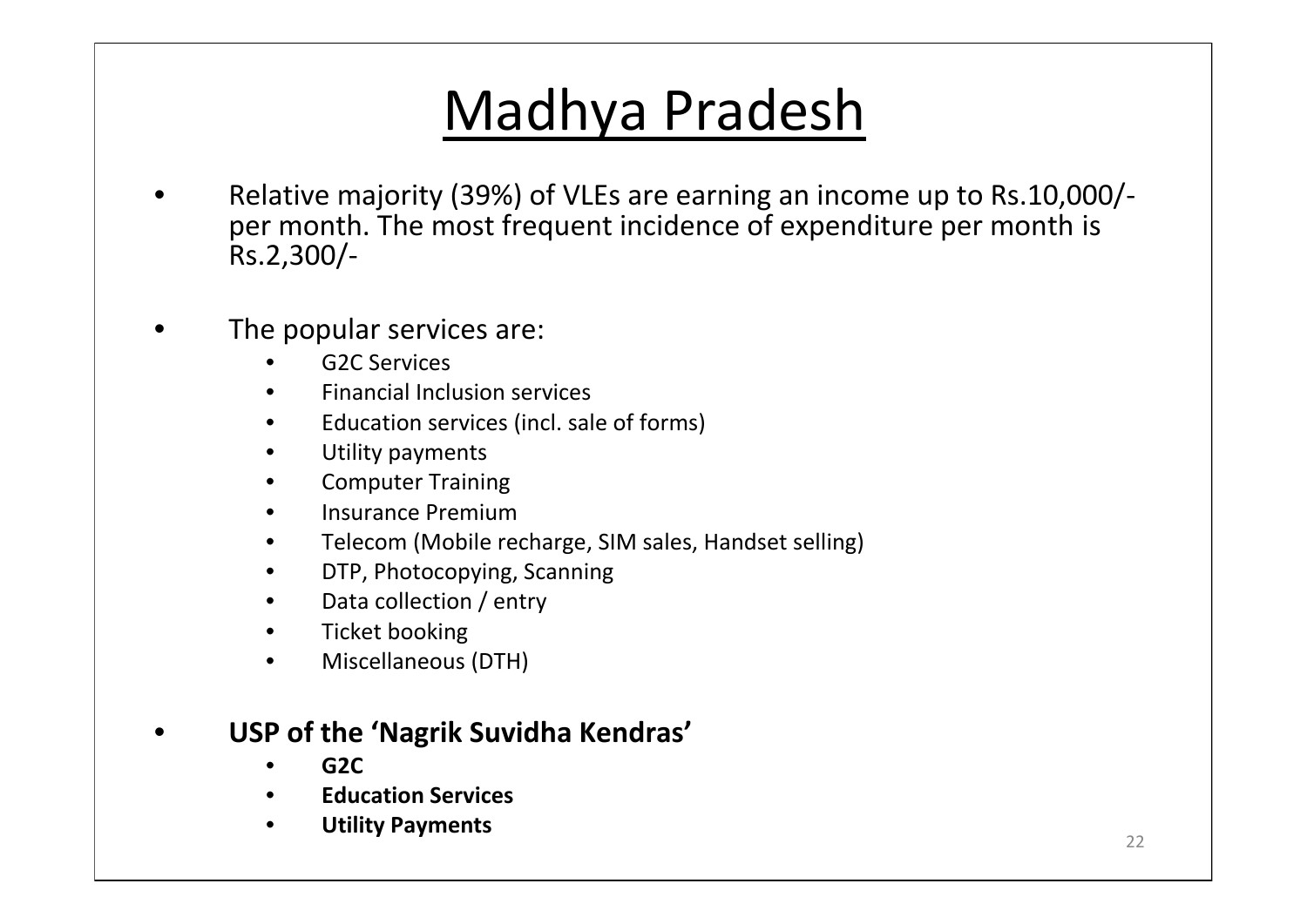# Madhya Pradesh

- Relative majority (39%) of VLEs are earning an income up to Rs.10,000/- per month. The most frequent incidence of expenditure per month is Rs.2,300/-

- The popular services are:
  - G2C Services
  - Financial Inclusion services
  - Education services (incl. sale of forms)
  - Utility payments
  - Computer Training
  - Insurance Premium
  - Telecom (Mobile recharge, SIM sales, Handset selling)
  - DTP, Photocopying, Scanning
  - Data collection / entry
  - Ticket booking
  - Miscellaneous (DTH)

- **USP of the 'Nagrik Suvidha Kendras'**
  - **G2C**
  - **Education Services**
  - **Utility Payments**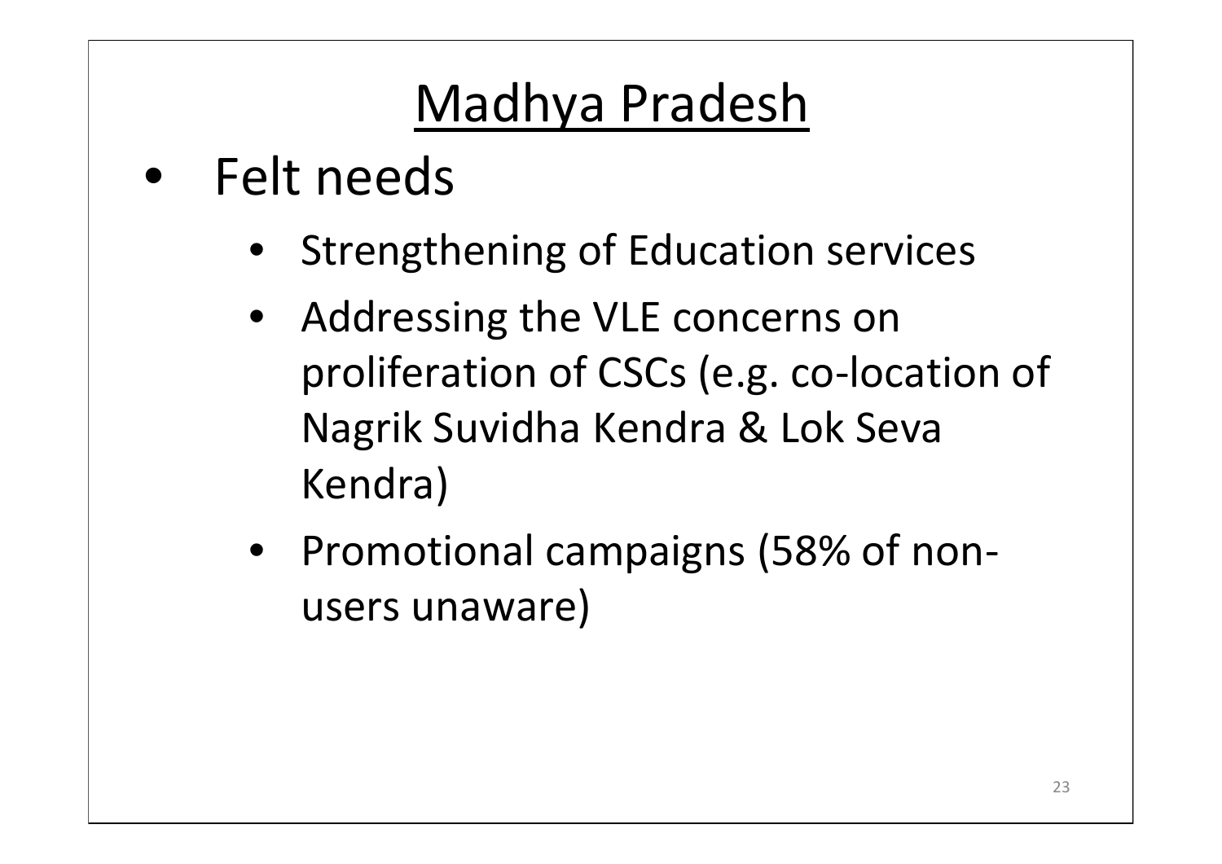# Madhya Pradesh

- Felt needs
  - Strengthening of Education services
  - Addressing the VLE concerns on proliferation of CSCs (e.g. co-location of Nagrik Suvidha Kendra & Lok Seva Kendra)
  - Promotional campaigns (58% of non-users unaware)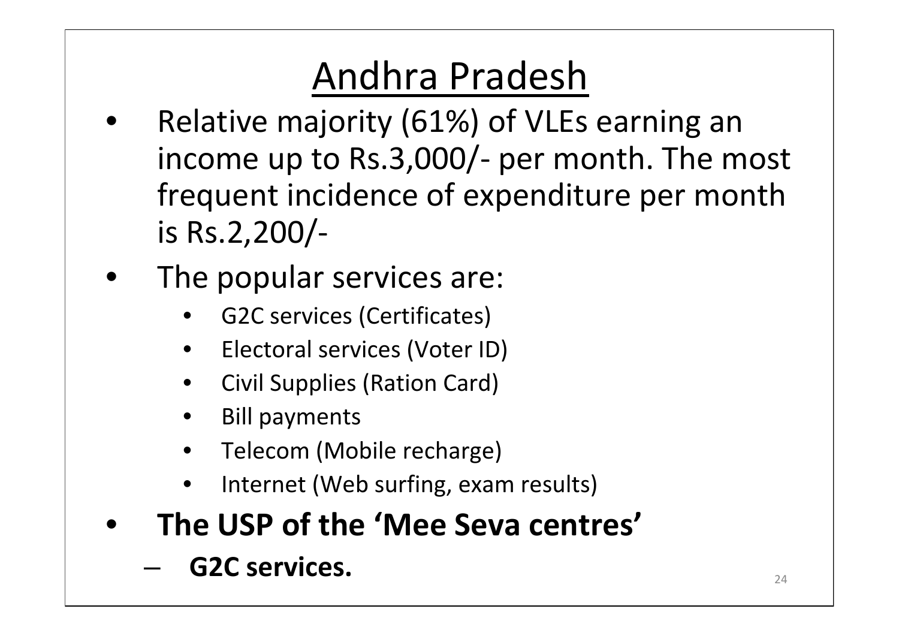# Andhra Pradesh

- Relative majority (61%) of VLEs earning an income up to Rs.3,000/- per month. The most frequent incidence of expenditure per month is Rs.2,200/-
- The popular services are:
  - G2C services (Certificates)
  - Electoral services (Voter ID)
  - Civil Supplies (Ration Card)
  - Bill payments
  - Telecom (Mobile recharge)
  - Internet (Web surfing, exam results)
- **The USP of the 'Mee Seva centres'**
  - **G2C services.**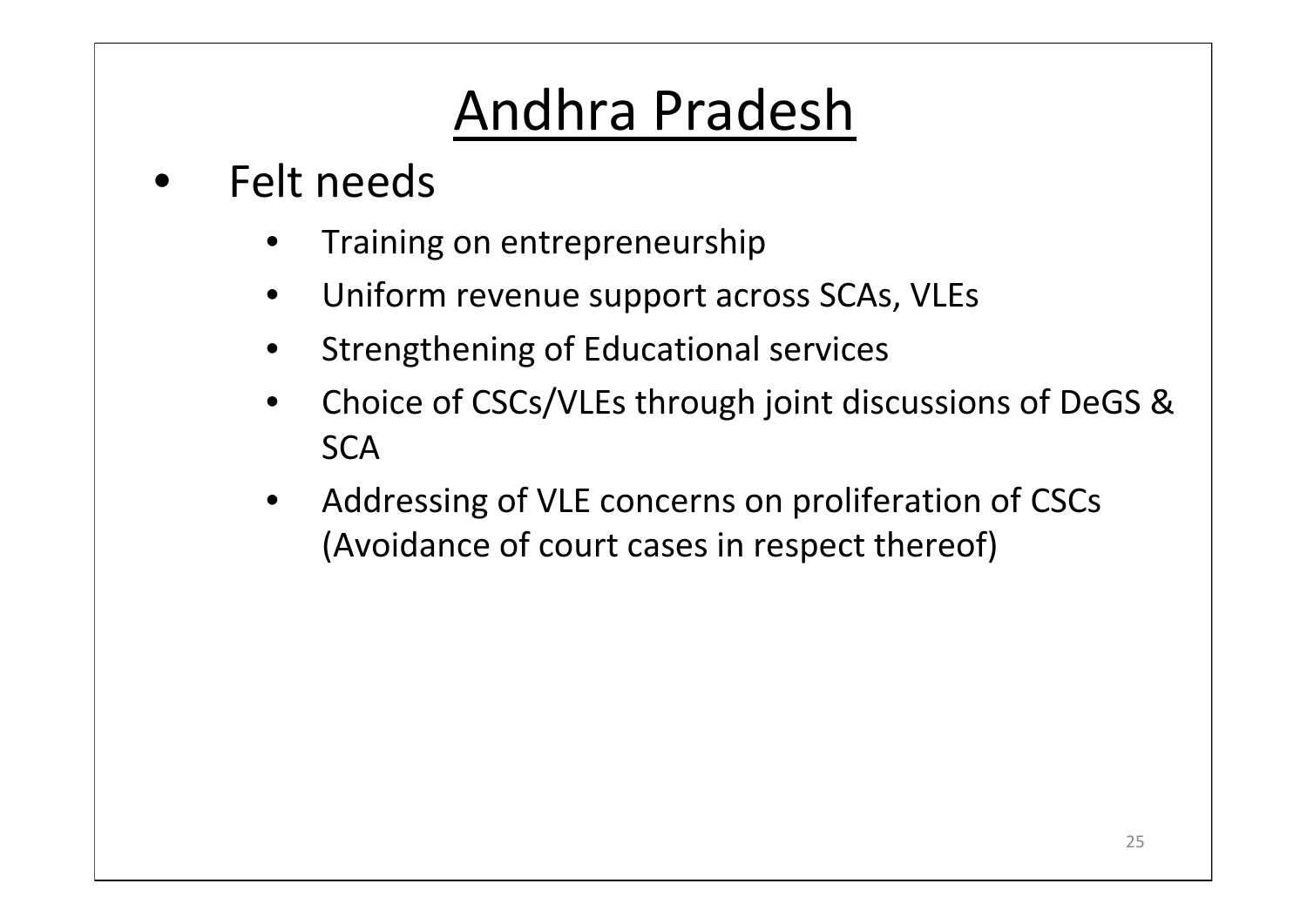# Andhra Pradesh

- Felt needs
  - Training on entrepreneurship
  - Uniform revenue support across SCAs, VLEs
  - Strengthening of Educational services
  - Choice of CSCs/VLEs through joint discussions of DeGS & SCA
  - Addressing of VLE concerns on proliferation of CSCs (Avoidance of court cases in respect thereof)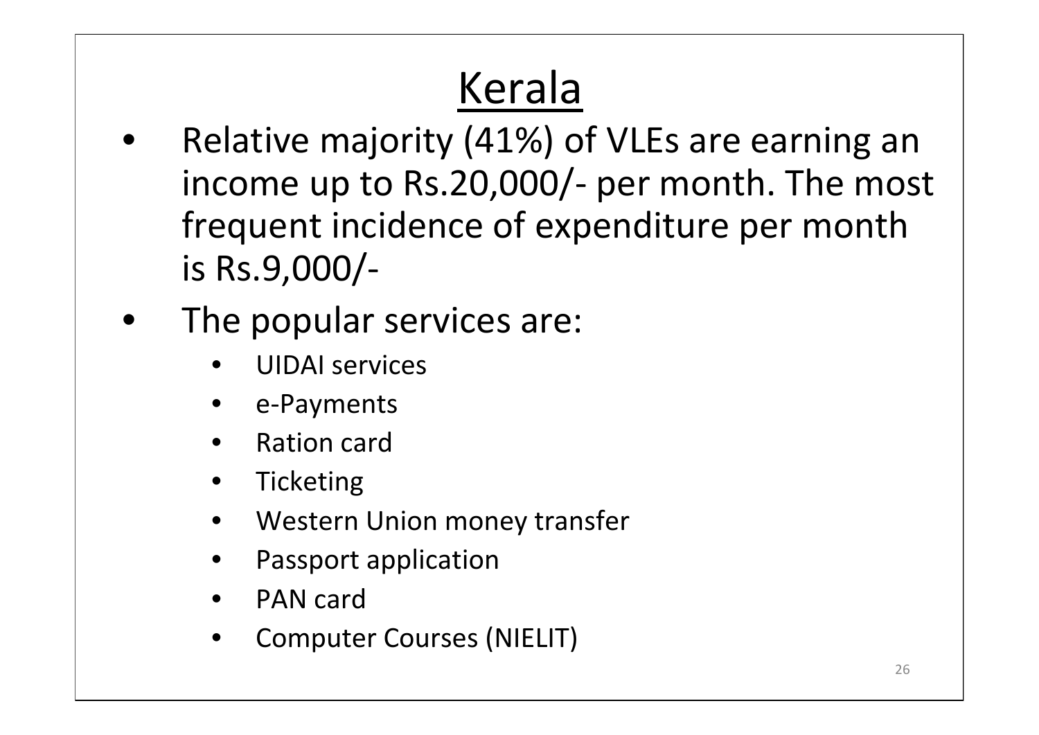# Kerala

- Relative majority (41%) of VLEs are earning an income up to Rs.20,000/- per month. The most frequent incidence of expenditure per month is Rs.9,000/-
- The popular services are:
  - UIDAI services
  - e-Payments
  - Ration card
  - Ticketing
  - Western Union money transfer
  - Passport application
  - PAN card
  - Computer Courses (NIELIT)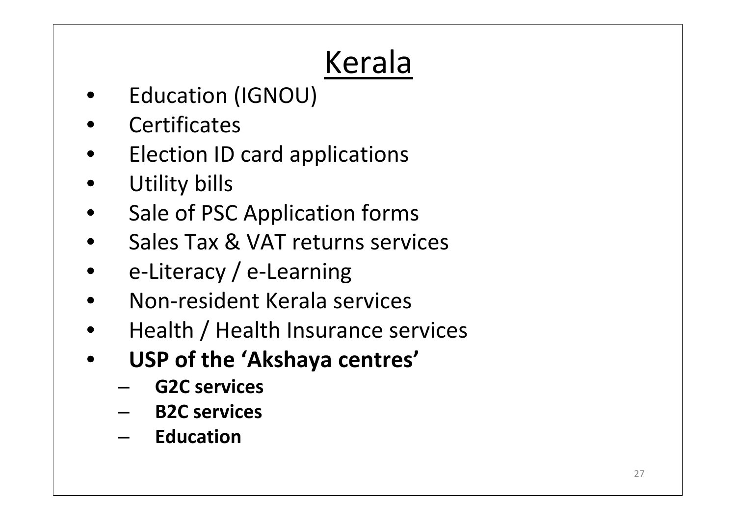# Kerala

- Education (IGNOU)
- Certificates
- Election ID card applications
- Utility bills
- Sale of PSC Application forms
- Sales Tax & VAT returns services
- e-Literacy / e-Learning
- Non-resident Kerala services
- Health / Health Insurance services
- **USP of the 'Akshaya centres'**
  - **G2C services**
  - **B2C services**
  - **Education**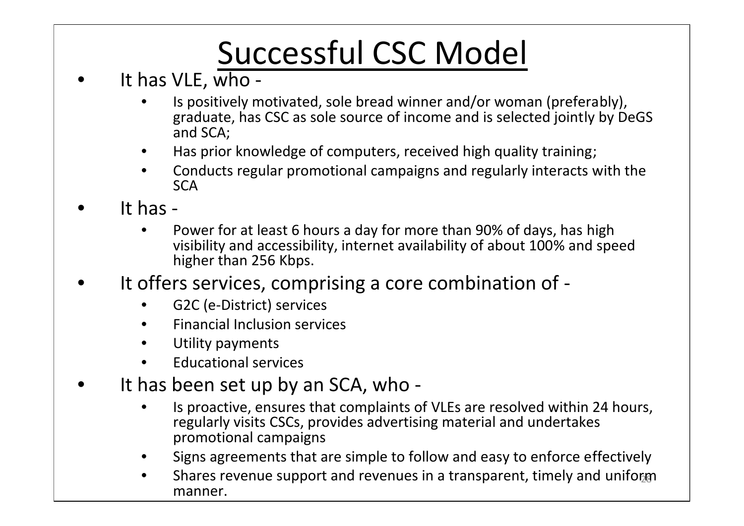# Successful CSC Model

- It has VLE, who -
  - Is positively motivated, sole bread winner and/or woman (preferably), graduate, has CSC as sole source of income and is selected jointly by DeGS and SCA;
  - Has prior knowledge of computers, received high quality training;
  - Conducts regular promotional campaigns and regularly interacts with the SCA
- It has -
  - Power for at least 6 hours a day for more than 90% of days, has high visibility and accessibility, internet availability of about 100% and speed higher than 256 Kbps.
- It offers services, comprising a core combination of -
  - G2C (e-District) services
  - Financial Inclusion services
  - Utility payments
  - Educational services
- It has been set up by an SCA, who -
  - Is proactive, ensures that complaints of VLEs are resolved within 24 hours, regularly visits CSCs, provides advertising material and undertakes promotional campaigns
  - Signs agreements that are simple to follow and easy to enforce effectively
  - Shares revenue support and revenues in a transparent, timely and uniform manner.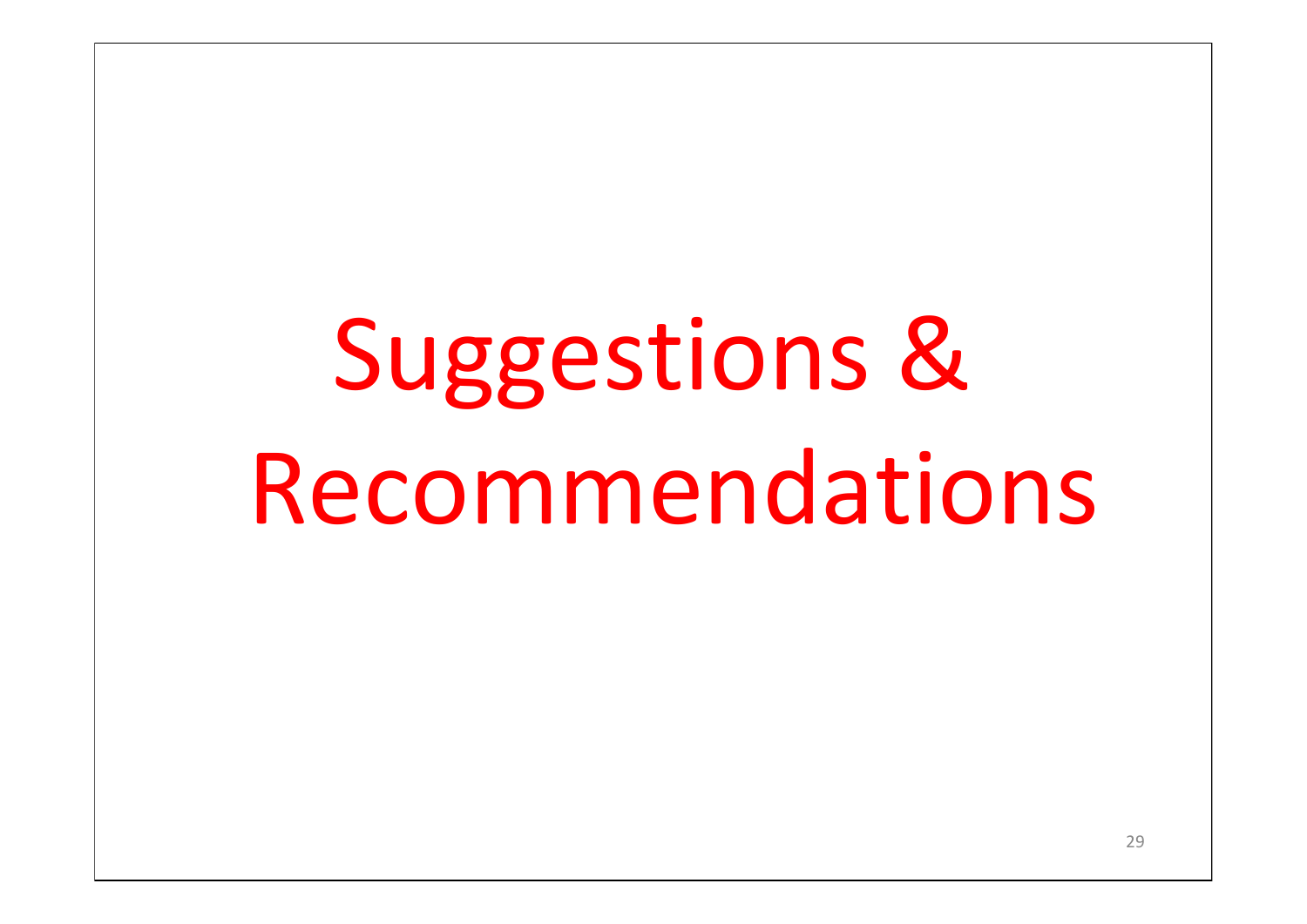# Suggestions & Recommendations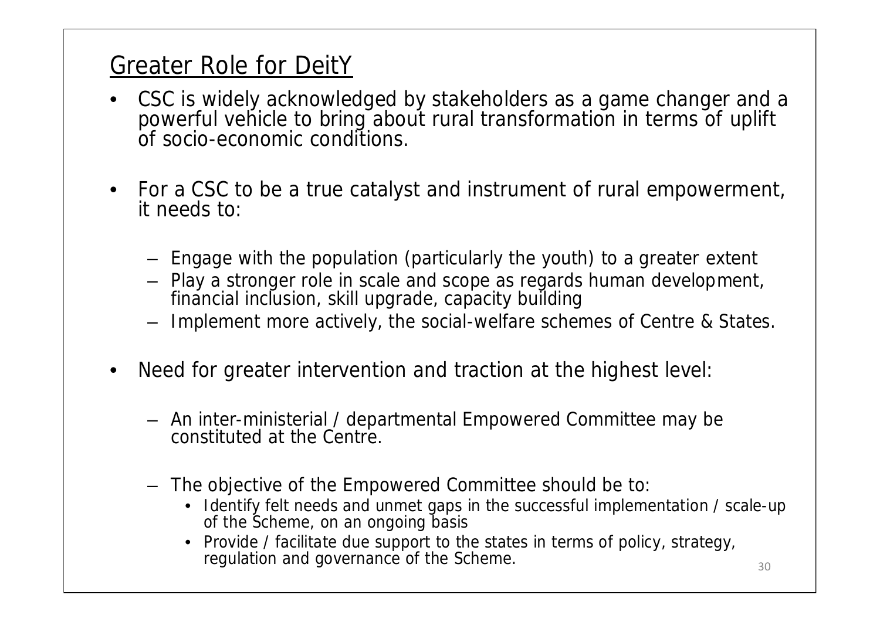## Greater Role for DeitY

- CSC is widely acknowledged by stakeholders as a game changer and a powerful vehicle to bring about rural transformation in terms of uplift of socio-economic conditions.

- For a CSC to be a true catalyst and instrument of rural empowerment, it needs to:

  - Engage with the population (particularly the youth) to a greater extent
  - Play a stronger role in scale and scope as regards human development, financial inclusion, skill upgrade, capacity building
  - Implement more actively, the social-welfare schemes of Centre & States.

- Need for greater intervention and traction at the highest level:

  - An inter-ministerial / departmental Empowered Committee may be constituted at the Centre.

  - The objective of the Empowered Committee should be to:
    - Identify felt needs and unmet gaps in the successful implementation / scale-up of the Scheme, on an ongoing basis
    - Provide / facilitate due support to the states in terms of policy, strategy, regulation and governance of the Scheme.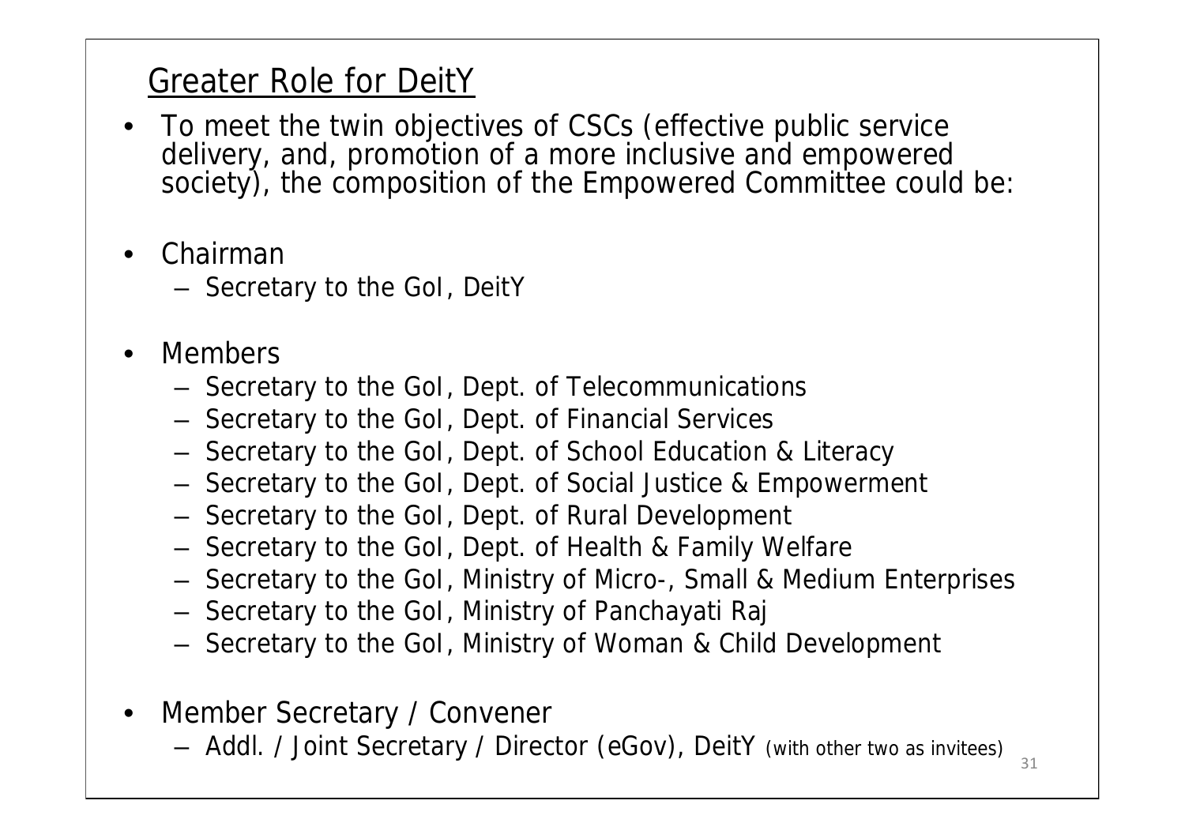## Greater Role for DeitY

- To meet the twin objectives of CSCs (effective public service delivery, and, promotion of a more inclusive and empowered society), the composition of the Empowered Committee could be:
- Chairman
  - Secretary to the GoI, DeitY
- Members
  - Secretary to the GoI, Dept. of Telecommunications
  - Secretary to the GoI, Dept. of Financial Services
  - Secretary to the GoI, Dept. of School Education & Literacy
  - Secretary to the GoI, Dept. of Social Justice & Empowerment
  - Secretary to the GoI, Dept. of Rural Development
  - Secretary to the GoI, Dept. of Health & Family Welfare
  - Secretary to the GoI, Ministry of Micro-, Small & Medium Enterprises
  - Secretary to the GoI, Ministry of Panchayati Raj
  - Secretary to the GoI, Ministry of Woman & Child Development
- Member Secretary / Convener
  - Addl. / Joint Secretary / Director (eGov), DeitY (with other two as invitees)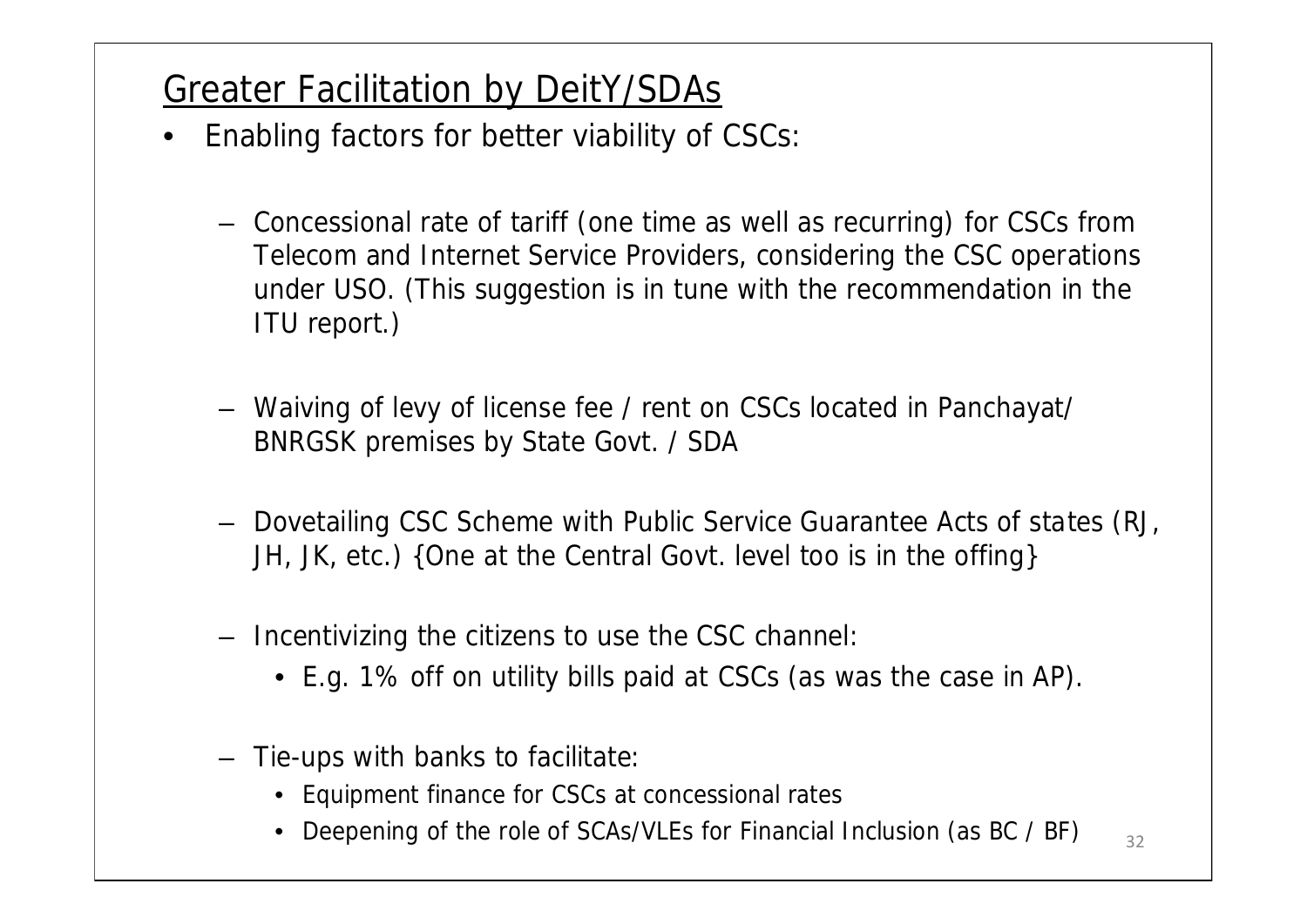## Greater Facilitation by DeitY/SDAs

- Enabling factors for better viability of CSCs:
  - Concessional rate of tariff (one time as well as recurring) for CSCs from Telecom and Internet Service Providers, considering the CSC operations under USO. (This suggestion is in tune with the recommendation in the ITU report.)
  - Waiving of levy of license fee / rent on CSCs located in Panchayat/ BNRGSK premises by State Govt. / SDA
  - Dovetailing CSC Scheme with Public Service Guarantee Acts of states (RJ, JH, JK, etc.) {One at the Central Govt. level too is in the offing}
  - Incentivizing the citizens to use the CSC channel:
    - E.g. 1% off on utility bills paid at CSCs (as was the case in AP).
  - Tie-ups with banks to facilitate:
    - Equipment finance for CSCs at concessional rates
    - Deepening of the role of SCAs/VLEs for Financial Inclusion (as BC / BF)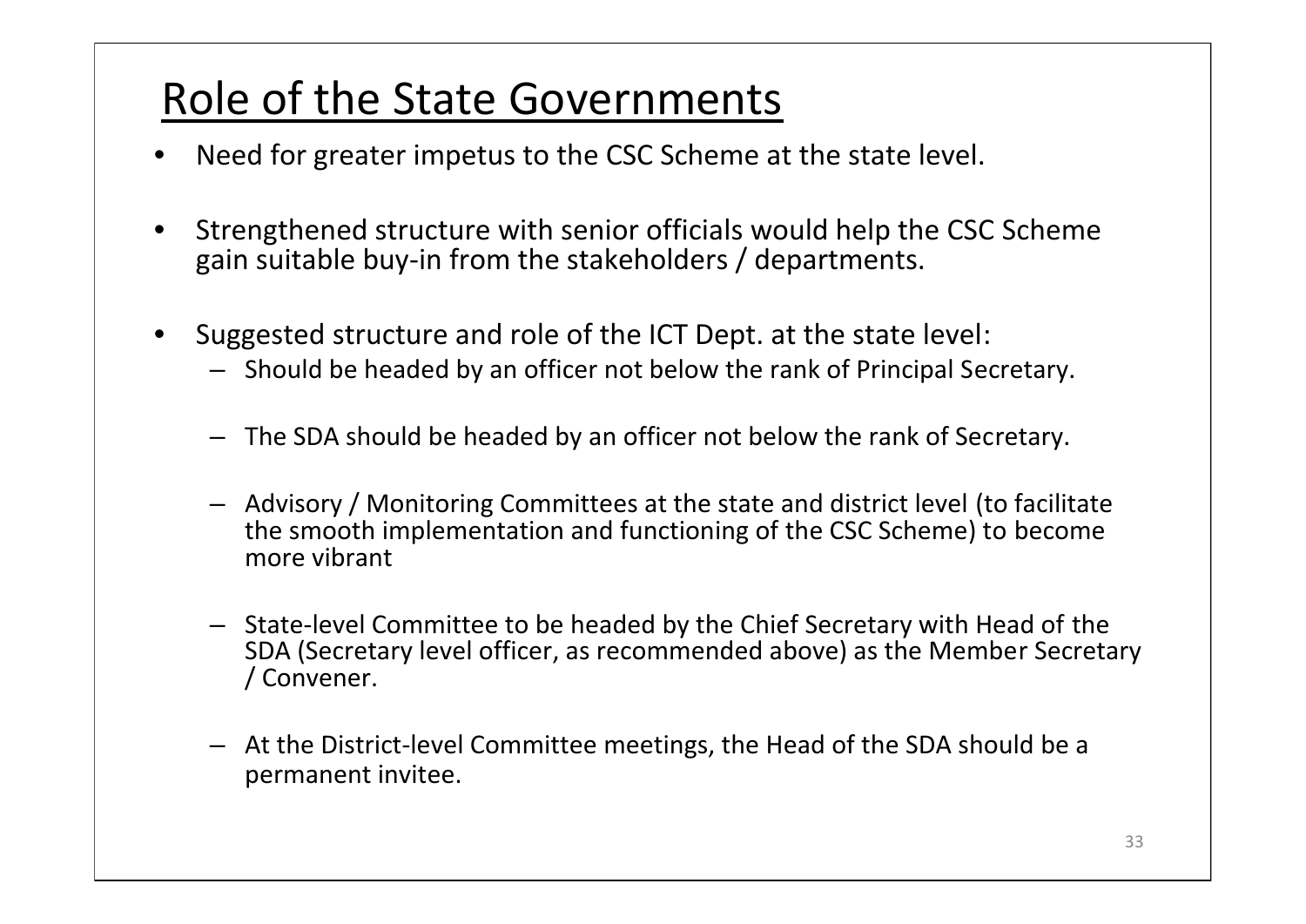# Role of the State Governments

- Need for greater impetus to the CSC Scheme at the state level.
- Strengthened structure with senior officials would help the CSC Scheme gain suitable buy-in from the stakeholders / departments.
- Suggested structure and role of the ICT Dept. at the state level:
  - Should be headed by an officer not below the rank of Principal Secretary.
  - The SDA should be headed by an officer not below the rank of Secretary.
  - Advisory / Monitoring Committees at the state and district level (to facilitate the smooth implementation and functioning of the CSC Scheme) to become more vibrant
  - State-level Committee to be headed by the Chief Secretary with Head of the SDA (Secretary level officer, as recommended above) as the Member Secretary / Convener.
  - At the District-level Committee meetings, the Head of the SDA should be a permanent invitee.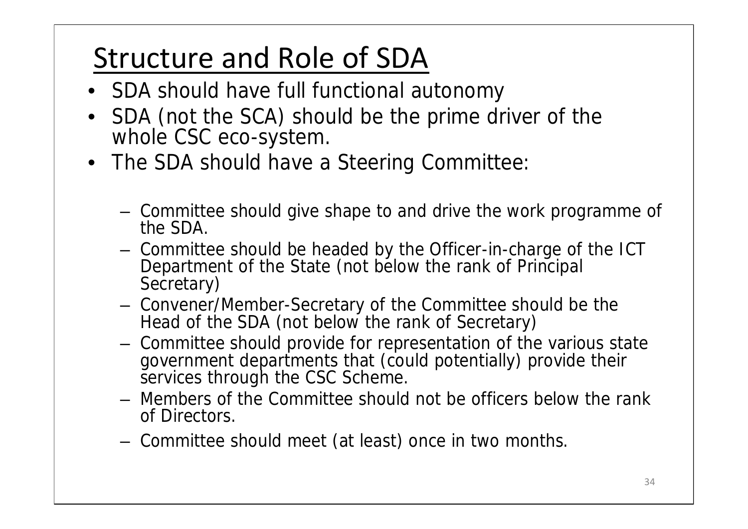# Structure and Role of SDA

- SDA should have full functional autonomy
- SDA (not the SCA) should be the prime driver of the whole CSC eco-system.
- The SDA should have a Steering Committee:
  - Committee should give shape to and drive the work programme of the SDA.
  - Committee should be headed by the Officer-in-charge of the ICT Department of the State (not below the rank of Principal Secretary)
  - Convener/Member-Secretary of the Committee should be the Head of the SDA (not below the rank of Secretary)
  - Committee should provide for representation of the various state government departments that (could potentially) provide their services through the CSC Scheme.
  - Members of the Committee should not be officers below the rank of Directors.
  - Committee should meet (at least) once in two months.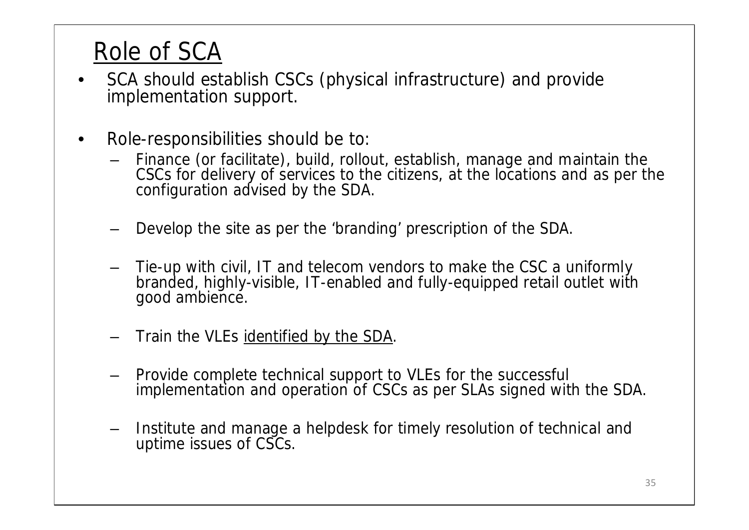# Role of SCA

- SCA should establish CSCs (physical infrastructure) and provide implementation support.

- Role-responsibilities should be to:
  - Finance (or facilitate), build, rollout, establish, manage and maintain the CSCs for delivery of services to the citizens, at the locations and as per the configuration advised by the SDA.
  - Develop the site as per the 'branding' prescription of the SDA.
  - Tie-up with civil, IT and telecom vendors to make the CSC a uniformly branded, highly-visible, IT-enabled and fully-equipped retail outlet with good ambience.
  - Train the VLEs <u>identified by the SDA</u>.
  - Provide complete technical support to VLEs for the successful implementation and operation of CSCs as per SLAs signed with the SDA.
  - Institute and manage a helpdesk for timely resolution of technical and uptime issues of CSCs.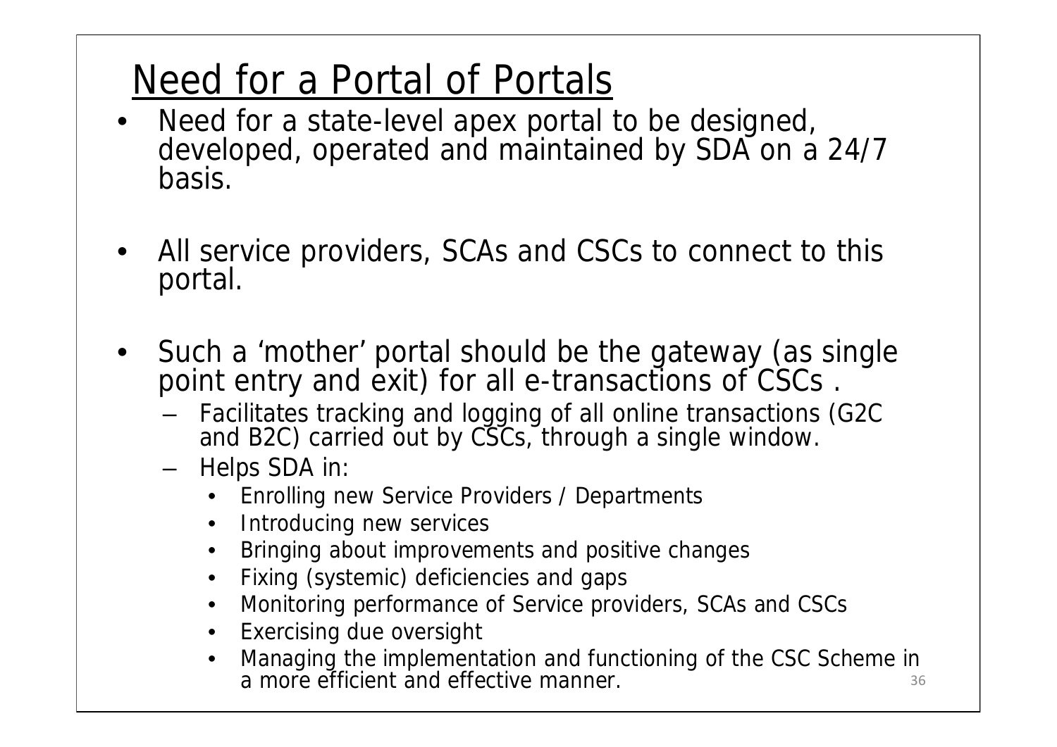# Need for a Portal of Portals

- Need for a state-level apex portal to be designed, developed, operated and maintained by SDA on a 24/7 basis.
- All service providers, SCAs and CSCs to connect to this portal.
- Such a 'mother' portal should be the gateway (as single point entry and exit) for all e-transactions of CSCs .
  - Facilitates tracking and logging of all online transactions (G2C and B2C) carried out by CSCs, through a single window.
  - Helps SDA in:
    - Enrolling new Service Providers / Departments
    - Introducing new services
    - Bringing about improvements and positive changes
    - Fixing (systemic) deficiencies and gaps
    - Monitoring performance of Service providers, SCAs and CSCs
    - Exercising due oversight
    - Managing the implementation and functioning of the CSC Scheme in a more efficient and effective manner.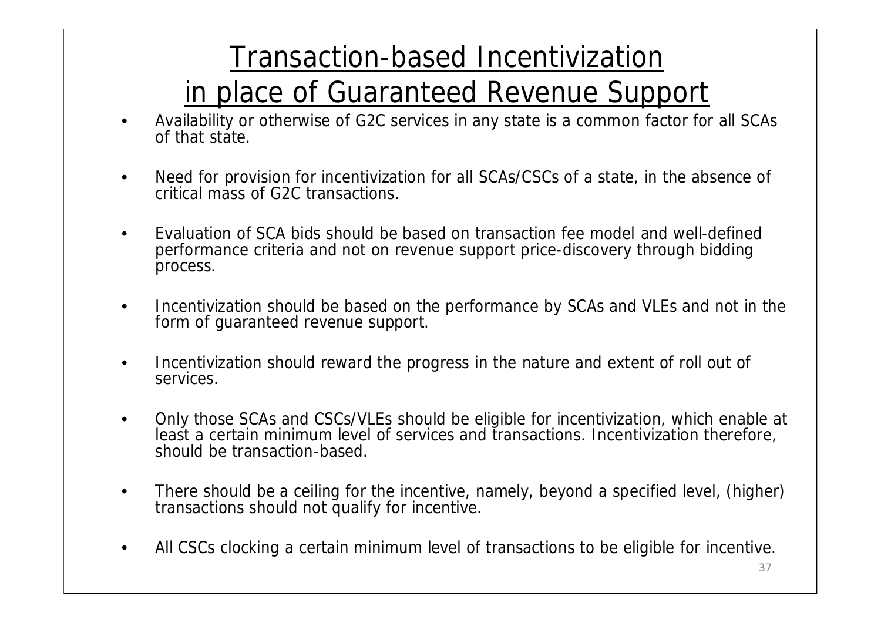# Transaction-based Incentivization in place of Guaranteed Revenue Support

- Availability or otherwise of G2C services in any state is a common factor for all SCAs of that state.
- Need for provision for incentivization for all SCAs/CSCs of a state, in the absence of critical mass of G2C transactions.
- Evaluation of SCA bids should be based on transaction fee model and well-defined performance criteria and not on revenue support price-discovery through bidding process.
- Incentivization should be based on the performance by SCAs and VLEs and not in the form of guaranteed revenue support.
- Incentivization should reward the progress in the nature and extent of roll out of services.
- Only those SCAs and CSCs/VLEs should be eligible for incentivization, which enable at least a certain minimum level of services and transactions. Incentivization therefore, should be transaction-based.
- There should be a ceiling for the incentive, namely, beyond a specified level, (higher) transactions should not qualify for incentive.
- All CSCs clocking a certain minimum level of transactions to be eligible for incentive.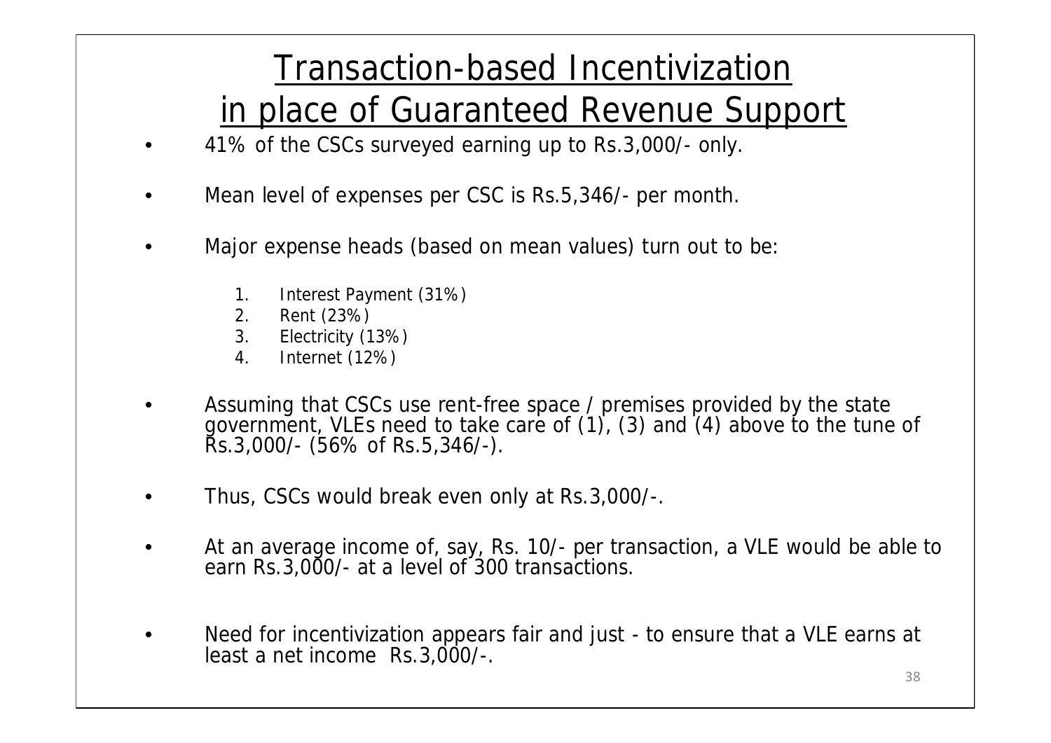# Transaction-based Incentivization in place of Guaranteed Revenue Support

- 41% of the CSCs surveyed earning up to Rs.3,000/- only.
- Mean level of expenses per CSC is Rs.5,346/- per month.
- Major expense heads (based on mean values) turn out to be:
  1. Interest Payment (31%)
  2. Rent (23%)
  3. Electricity (13%)
  4. Internet (12%)
- Assuming that CSCs use rent-free space / premises provided by the state government, VLEs need to take care of (1), (3) and (4) above to the tune of Rs.3,000/- (56% of Rs.5,346/-).
- Thus, CSCs would break even only at Rs.3,000/-.
- At an average income of, say, Rs. 10/- per transaction, a VLE would be able to earn Rs.3,000/- at a level of 300 transactions.
- Need for incentivization appears fair and just - to ensure that a VLE earns at least a net income Rs.3,000/-.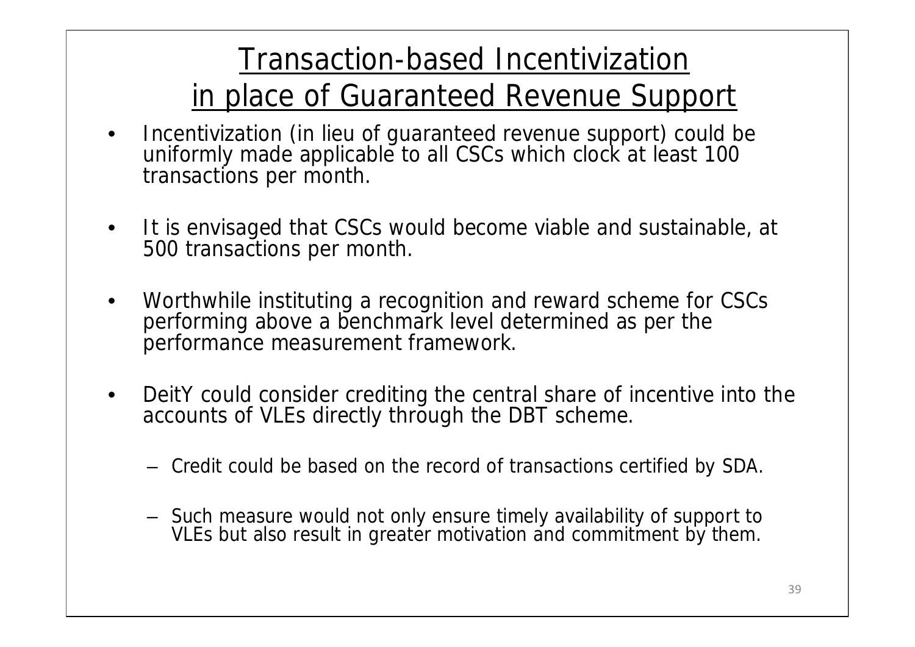# Transaction-based Incentivization in place of Guaranteed Revenue Support

- Incentivization (in lieu of guaranteed revenue support) could be uniformly made applicable to all CSCs which clock at least 100 transactions per month.
- It is envisaged that CSCs would become viable and sustainable, at 500 transactions per month.
- Worthwhile instituting a recognition and reward scheme for CSCs performing above a benchmark level determined as per the performance measurement framework.
- DeitY could consider crediting the central share of incentive into the accounts of VLEs directly through the DBT scheme.
  - Credit could be based on the record of transactions certified by SDA.
  - Such measure would not only ensure timely availability of support to VLEs but also result in greater motivation and commitment by them.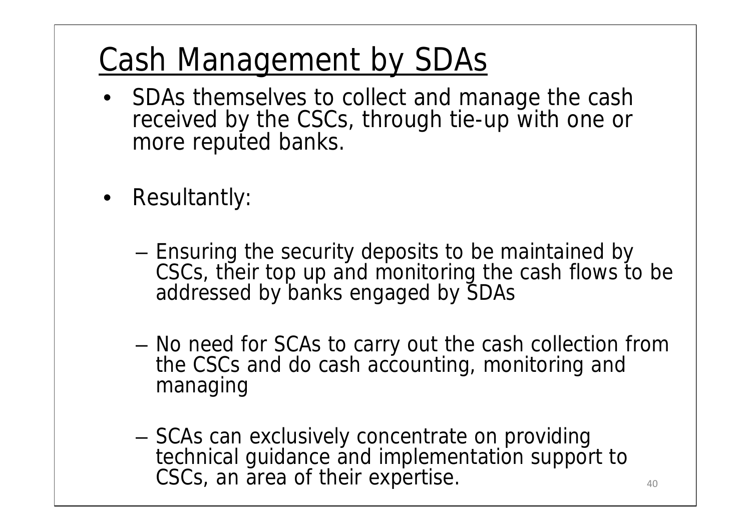# Cash Management by SDAs

- SDAs themselves to collect and manage the cash received by the CSCs, through tie-up with one or more reputed banks.
- Resultantly:
  - Ensuring the security deposits to be maintained by CSCs, their top up and monitoring the cash flows to be addressed by banks engaged by SDAs
  - No need for SCAs to carry out the cash collection from the CSCs and do cash accounting, monitoring and managing
  - SCAs can exclusively concentrate on providing technical guidance and implementation support to CSCs, an area of their expertise.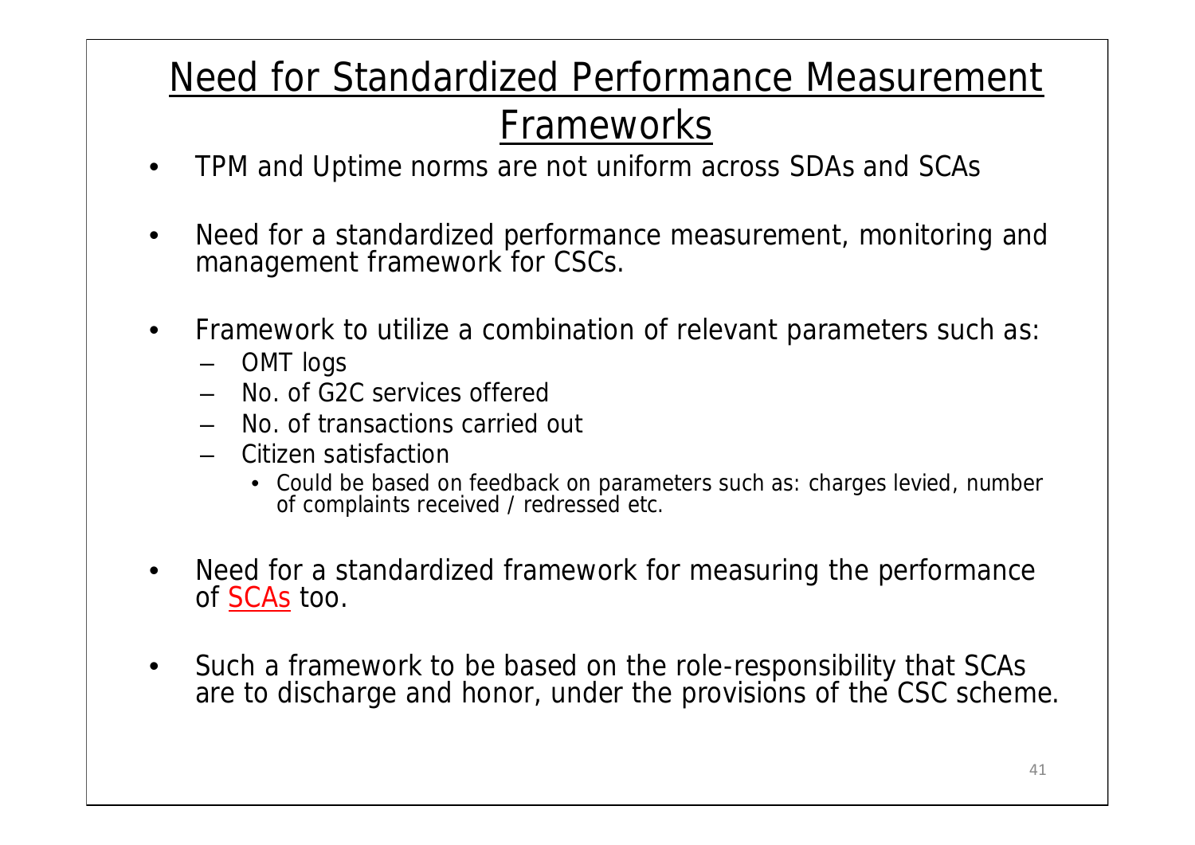# Need for Standardized Performance Measurement Frameworks

- TPM and Uptime norms are not uniform across SDAs and SCAs
- Need for a standardized performance measurement, monitoring and management framework for CSCs.
- Framework to utilize a combination of relevant parameters such as:
  - OMT logs
  - No. of G2C services offered
  - No. of transactions carried out
  - Citizen satisfaction
    - Could be based on feedback on parameters such as: charges levied, number of complaints received / redressed etc.
- Need for a standardized framework for measuring the performance of SCAs too.
- Such a framework to be based on the role-responsibility that SCAs are to discharge and honor, under the provisions of the CSC scheme.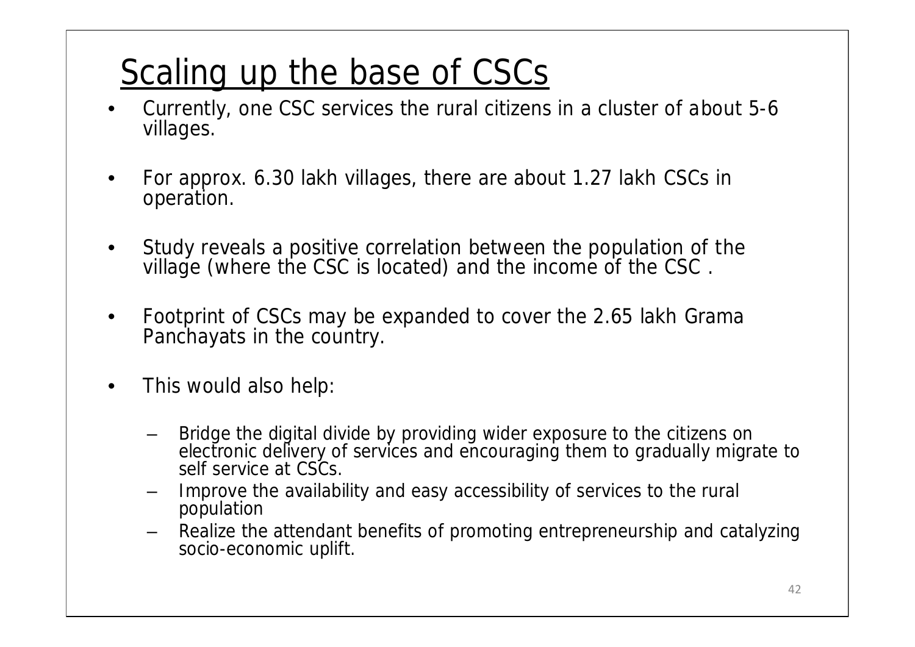# Scaling up the base of CSCs

- Currently, one CSC services the rural citizens in a cluster of about 5-6 villages.
- For approx. 6.30 lakh villages, there are about 1.27 lakh CSCs in operation.
- Study reveals a positive correlation between the population of the village (where the CSC is located) and the income of the CSC .
- Footprint of CSCs may be expanded to cover the 2.65 lakh Grama Panchayats in the country.
- This would also help:
  - Bridge the digital divide by providing wider exposure to the citizens on electronic delivery of services and encouraging them to gradually migrate to self service at CSCs.
  - Improve the availability and easy accessibility of services to the rural population
  - Realize the attendant benefits of promoting entrepreneurship and catalyzing socio-economic uplift.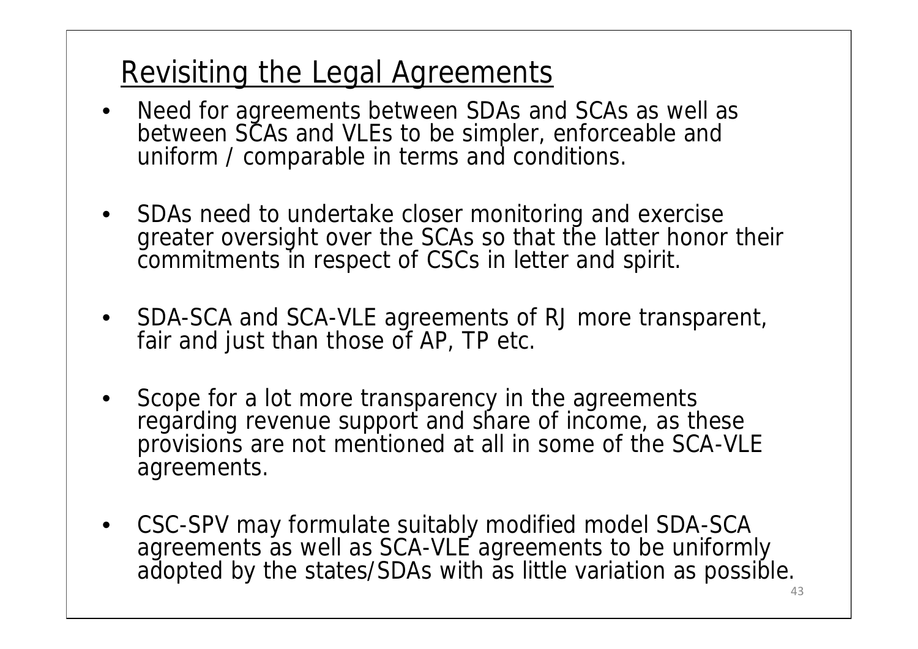## Revisiting the Legal Agreements

- Need for agreements between SDAs and SCAs as well as between SCAs and VLEs to be simpler, enforceable and uniform / comparable in terms and conditions.
- SDAs need to undertake closer monitoring and exercise greater oversight over the SCAs so that the latter honor their commitments in respect of CSCs in letter and spirit.
- SDA-SCA and SCA-VLE agreements of RJ more transparent, fair and just than those of AP, TP etc.
- Scope for a lot more transparency in the agreements regarding revenue support and share of income, as these provisions are not mentioned at all in some of the SCA-VLE agreements.
- CSC-SPV may formulate suitably modified model SDA-SCA agreements as well as SCA-VLE agreements to be uniformly adopted by the states/SDAs with as little variation as possible.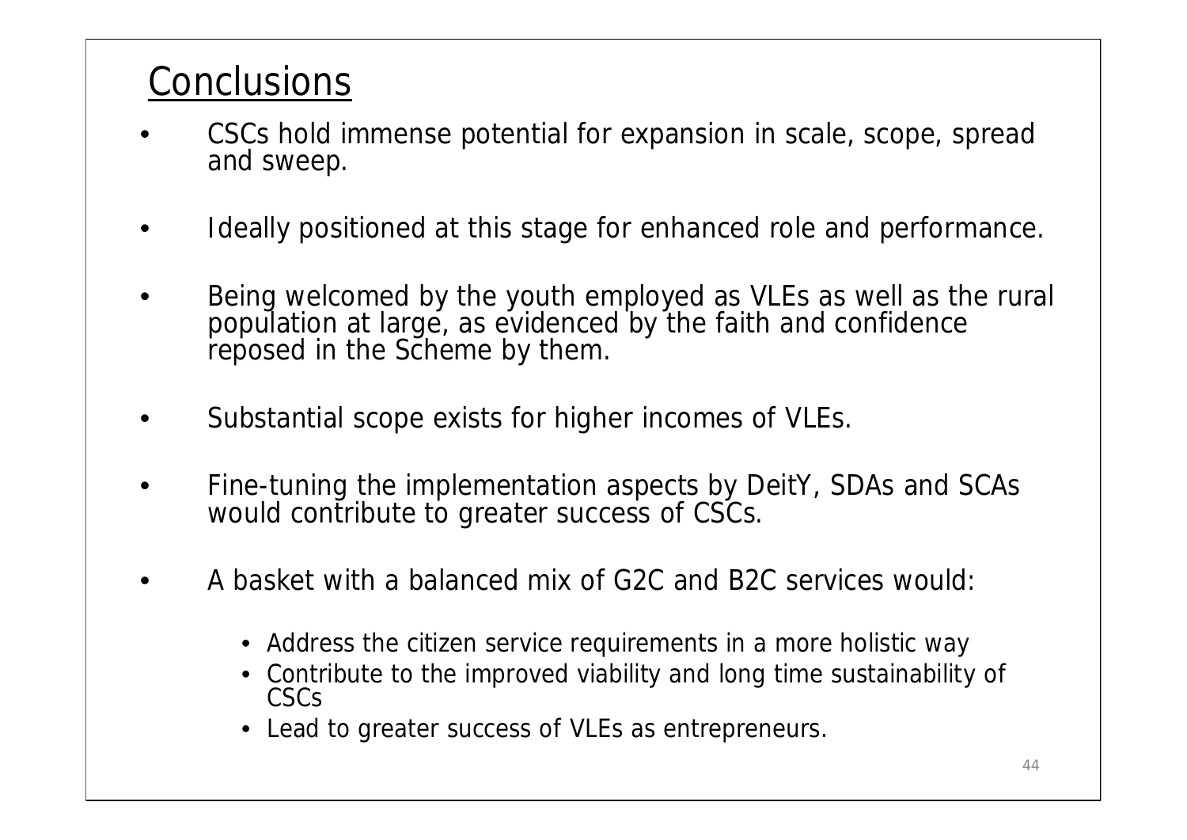# Conclusions

- CSCs hold immense potential for expansion in scale, scope, spread and sweep.
- Ideally positioned at this stage for enhanced role and performance.
- Being welcomed by the youth employed as VLEs as well as the rural population at large, as evidenced by the faith and confidence reposed in the Scheme by them.
- Substantial scope exists for higher incomes of VLEs.
- Fine-tuning the implementation aspects by DeitY, SDAs and SCAs would contribute to greater success of CSCs.
- A basket with a balanced mix of G2C and B2C services would:
    - Address the citizen service requirements in a more holistic way
    - Contribute to the improved viability and long time sustainability of CSCs
    - Lead to greater success of VLEs as entrepreneurs.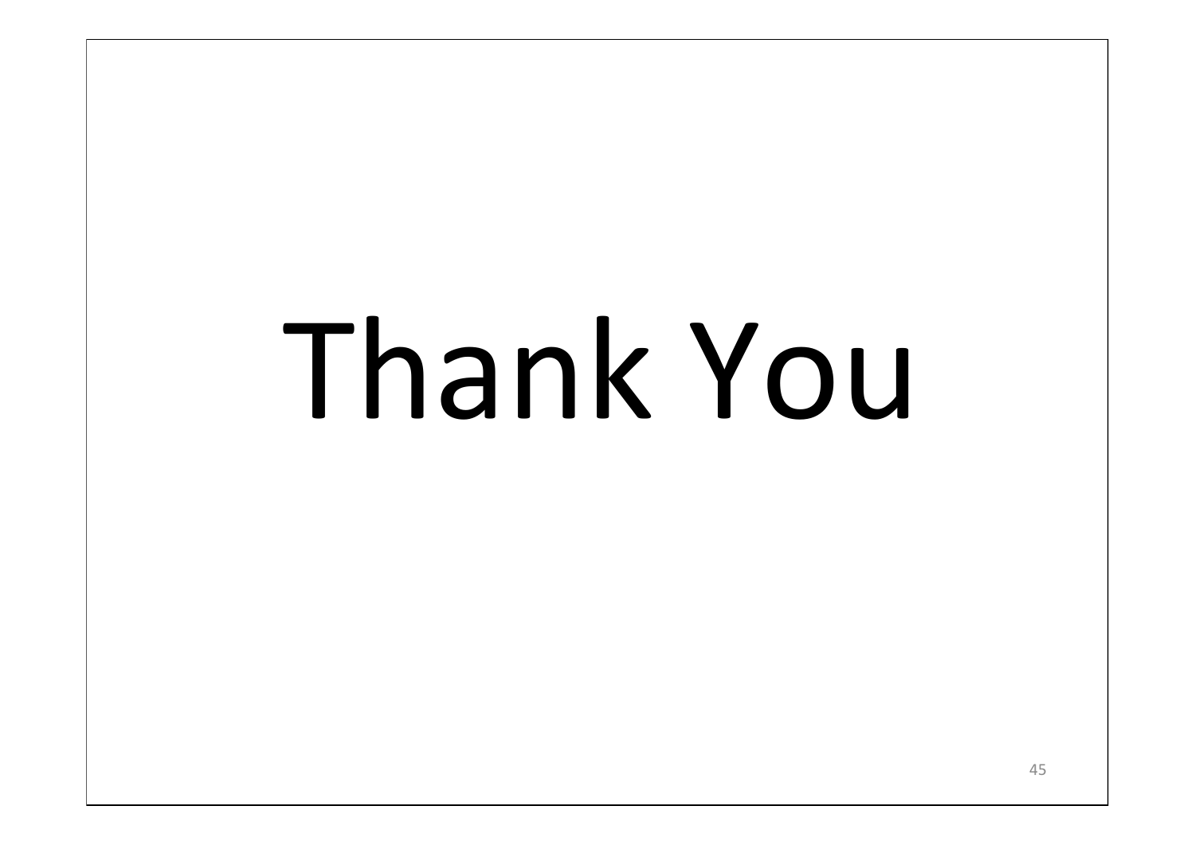# Thank You